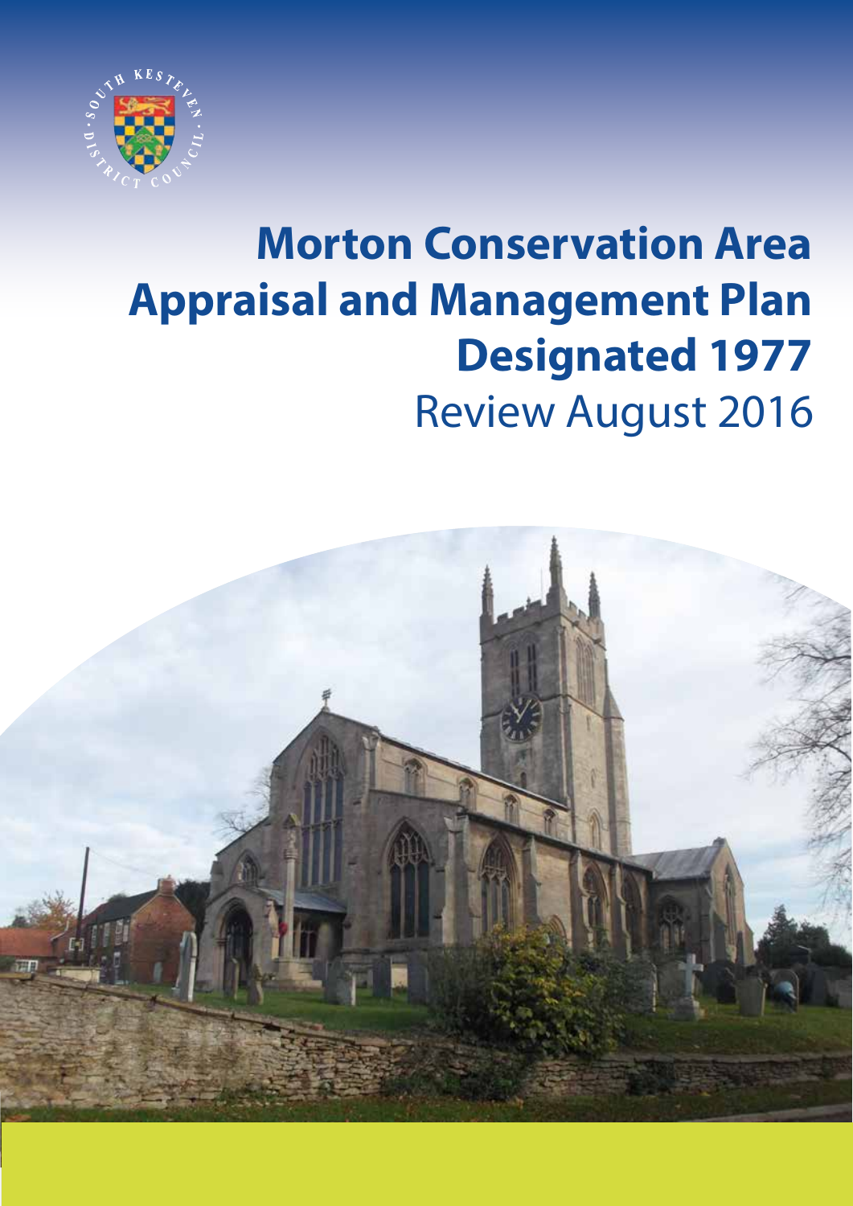# Morton Conservation Area Appraisal and Management Plan Designated 1977

Review August 2016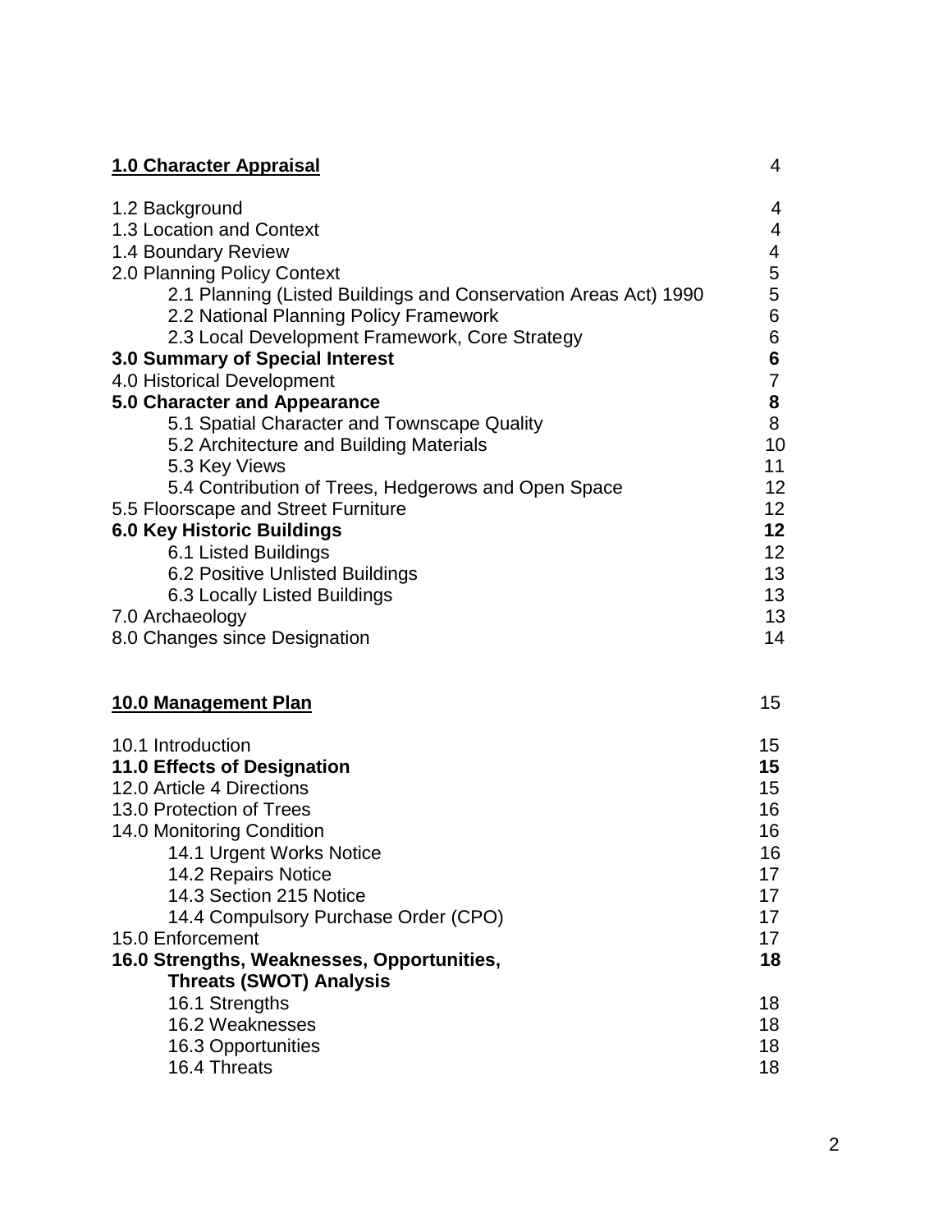| | |
|---|---|
| **1.0 Character Appraisal** | 4 |
| 1.2 Background | 4 |
| 1.3 Location and Context | 4 |
| 1.4 Boundary Review | 4 |
| 2.0 Planning Policy Context | 5 |
| 2.1 Planning (Listed Buildings and Conservation Areas Act) 1990 | 5 |
| 2.2 National Planning Policy Framework | 6 |
| 2.3 Local Development Framework, Core Strategy | 6 |
| **3.0 Summary of Special Interest** | **6** |
| 4.0 Historical Development | 7 |
| **5.0 Character and Appearance** | **8** |
| 5.1 Spatial Character and Townscape Quality | 8 |
| 5.2 Architecture and Building Materials | 10 |
| 5.3 Key Views | 11 |
| 5.4 Contribution of Trees, Hedgerows and Open Space | 12 |
| 5.5 Floorscape and Street Furniture | 12 |
| **6.0 Key Historic Buildings** | **12** |
| 6.1 Listed Buildings | 12 |
| 6.2 Positive Unlisted Buildings | 13 |
| 6.3 Locally Listed Buildings | 13 |
| 7.0 Archaeology | 13 |
| 8.0 Changes since Designation | 14 |
| **10.0 Management Plan** | 15 |
| 10.1 Introduction | 15 |
| **11.0 Effects of Designation** | **15** |
| 12.0 Article 4 Directions | 15 |
| 13.0 Protection of Trees | 16 |
| 14.0 Monitoring Condition | 16 |
| 14.1 Urgent Works Notice | 16 |
| 14.2 Repairs Notice | 17 |
| 14.3 Section 215 Notice | 17 |
| 14.4 Compulsory Purchase Order (CPO) | 17 |
| 15.0 Enforcement | 17 |
| **16.0 Strengths, Weaknesses, Opportunities, Threats (SWOT) Analysis** | **18** |
| 16.1 Strengths | 18 |
| 16.2 Weaknesses | 18 |
| 16.3 Opportunities | 18 |
| 16.4 Threats | 18 |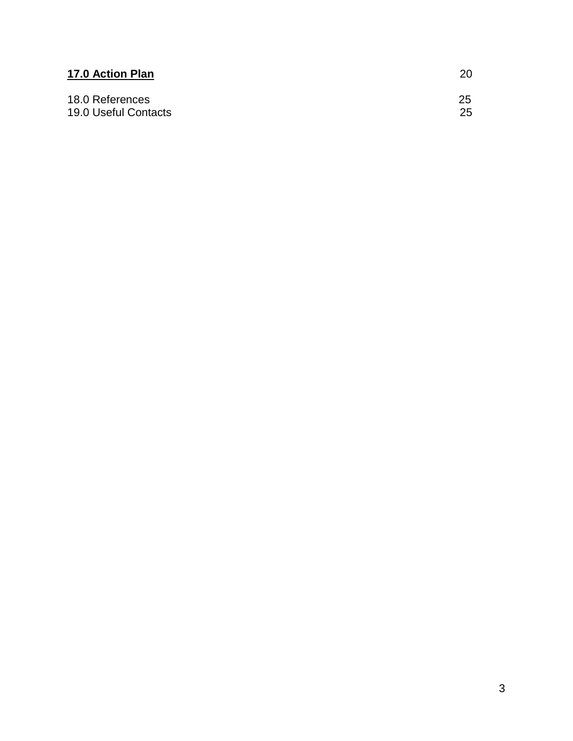**17.0 Action Plan** 20

18.0 References 25
19.0 Useful Contacts 25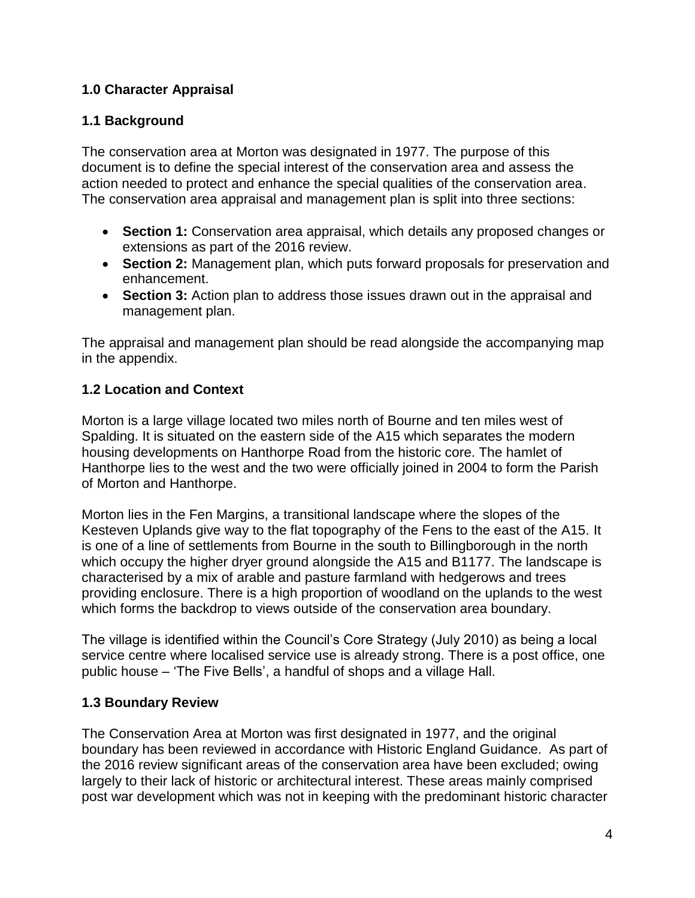## 1.0 Character Appraisal

### 1.1 Background

The conservation area at Morton was designated in 1977. The purpose of this document is to define the special interest of the conservation area and assess the action needed to protect and enhance the special qualities of the conservation area. The conservation area appraisal and management plan is split into three sections:

- **Section 1:** Conservation area appraisal, which details any proposed changes or extensions as part of the 2016 review.
- **Section 2:** Management plan, which puts forward proposals for preservation and enhancement.
- **Section 3:** Action plan to address those issues drawn out in the appraisal and management plan.

The appraisal and management plan should be read alongside the accompanying map in the appendix.

### 1.2 Location and Context

Morton is a large village located two miles north of Bourne and ten miles west of Spalding. It is situated on the eastern side of the A15 which separates the modern housing developments on Hanthorpe Road from the historic core. The hamlet of Hanthorpe lies to the west and the two were officially joined in 2004 to form the Parish of Morton and Hanthorpe.

Morton lies in the Fen Margins, a transitional landscape where the slopes of the Kesteven Uplands give way to the flat topography of the Fens to the east of the A15. It is one of a line of settlements from Bourne in the south to Billingborough in the north which occupy the higher dryer ground alongside the A15 and B1177. The landscape is characterised by a mix of arable and pasture farmland with hedgerows and trees providing enclosure. There is a high proportion of woodland on the uplands to the west which forms the backdrop to views outside of the conservation area boundary.

The village is identified within the Council's Core Strategy (July 2010) as being a local service centre where localised service use is already strong. There is a post office, one public house – 'The Five Bells', a handful of shops and a village Hall.

### 1.3 Boundary Review

The Conservation Area at Morton was first designated in 1977, and the original boundary has been reviewed in accordance with Historic England Guidance. As part of the 2016 review significant areas of the conservation area have been excluded; owing largely to their lack of historic or architectural interest. These areas mainly comprised post war development which was not in keeping with the predominant historic character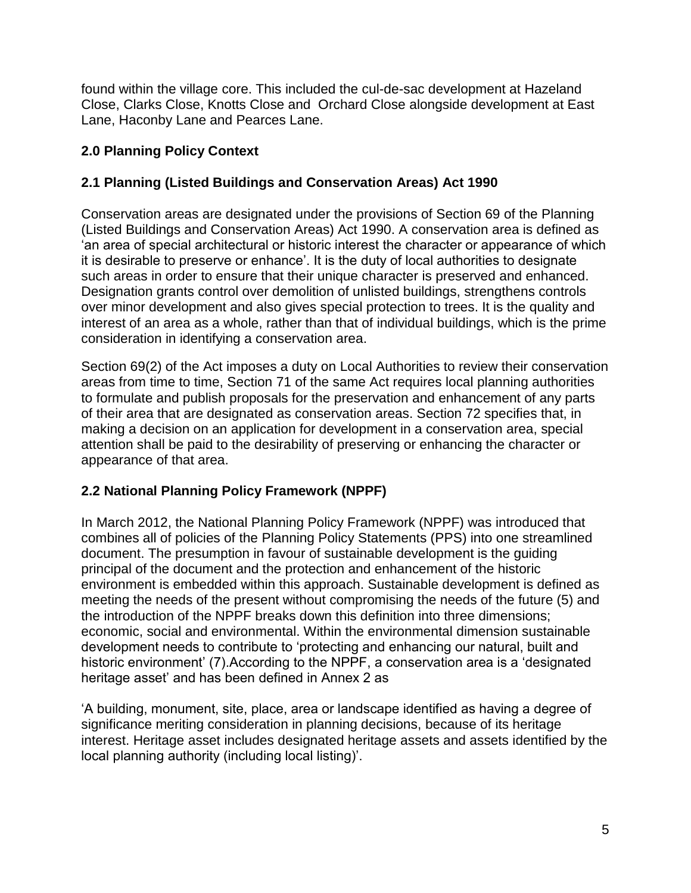found within the village core. This included the cul-de-sac development at Hazeland Close, Clarks Close, Knotts Close and Orchard Close alongside development at East Lane, Haconby Lane and Pearces Lane.

## 2.0 Planning Policy Context

### 2.1 Planning (Listed Buildings and Conservation Areas) Act 1990

Conservation areas are designated under the provisions of Section 69 of the Planning (Listed Buildings and Conservation Areas) Act 1990. A conservation area is defined as 'an area of special architectural or historic interest the character or appearance of which it is desirable to preserve or enhance'. It is the duty of local authorities to designate such areas in order to ensure that their unique character is preserved and enhanced. Designation grants control over demolition of unlisted buildings, strengthens controls over minor development and also gives special protection to trees. It is the quality and interest of an area as a whole, rather than that of individual buildings, which is the prime consideration in identifying a conservation area.

Section 69(2) of the Act imposes a duty on Local Authorities to review their conservation areas from time to time, Section 71 of the same Act requires local planning authorities to formulate and publish proposals for the preservation and enhancement of any parts of their area that are designated as conservation areas. Section 72 specifies that, in making a decision on an application for development in a conservation area, special attention shall be paid to the desirability of preserving or enhancing the character or appearance of that area.

### 2.2 National Planning Policy Framework (NPPF)

In March 2012, the National Planning Policy Framework (NPPF) was introduced that combines all of policies of the Planning Policy Statements (PPS) into one streamlined document. The presumption in favour of sustainable development is the guiding principal of the document and the protection and enhancement of the historic environment is embedded within this approach. Sustainable development is defined as meeting the needs of the present without compromising the needs of the future (5) and the introduction of the NPPF breaks down this definition into three dimensions; economic, social and environmental. Within the environmental dimension sustainable development needs to contribute to 'protecting and enhancing our natural, built and historic environment' (7).According to the NPPF, a conservation area is a 'designated heritage asset' and has been defined in Annex 2 as

'A building, monument, site, place, area or landscape identified as having a degree of significance meriting consideration in planning decisions, because of its heritage interest. Heritage asset includes designated heritage assets and assets identified by the local planning authority (including local listing)'.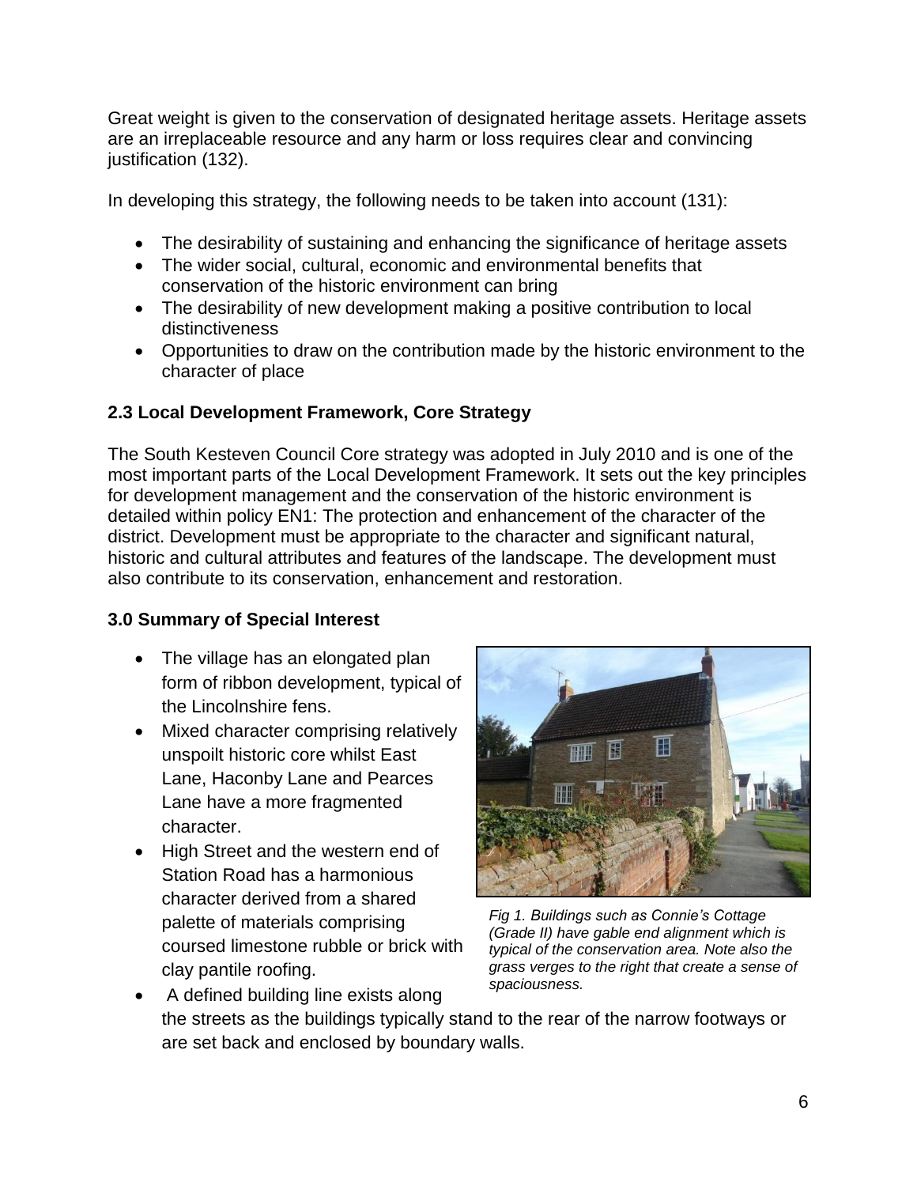Great weight is given to the conservation of designated heritage assets. Heritage assets are an irreplaceable resource and any harm or loss requires clear and convincing justification (132).

In developing this strategy, the following needs to be taken into account (131):

- The desirability of sustaining and enhancing the significance of heritage assets
- The wider social, cultural, economic and environmental benefits that conservation of the historic environment can bring
- The desirability of new development making a positive contribution to local distinctiveness
- Opportunities to draw on the contribution made by the historic environment to the character of place

### 2.3 Local Development Framework, Core Strategy

The South Kesteven Council Core strategy was adopted in July 2010 and is one of the most important parts of the Local Development Framework. It sets out the key principles for development management and the conservation of the historic environment is detailed within policy EN1: The protection and enhancement of the character of the district. Development must be appropriate to the character and significant natural, historic and cultural attributes and features of the landscape. The development must also contribute to its conservation, enhancement and restoration.

## 3.0 Summary of Special Interest

- The village has an elongated plan form of ribbon development, typical of the Lincolnshire fens.
- Mixed character comprising relatively unspoilt historic core whilst East Lane, Haconby Lane and Pearces Lane have a more fragmented character.
- High Street and the western end of Station Road has a harmonious character derived from a shared palette of materials comprising coursed limestone rubble or brick with clay pantile roofing.
- A defined building line exists along the streets as the buildings typically stand to the rear of the narrow footways or are set back and enclosed by boundary walls.

*Fig 1. Buildings such as Connie's Cottage (Grade II) have gable end alignment which is typical of the conservation area. Note also the grass verges to the right that create a sense of spaciousness.*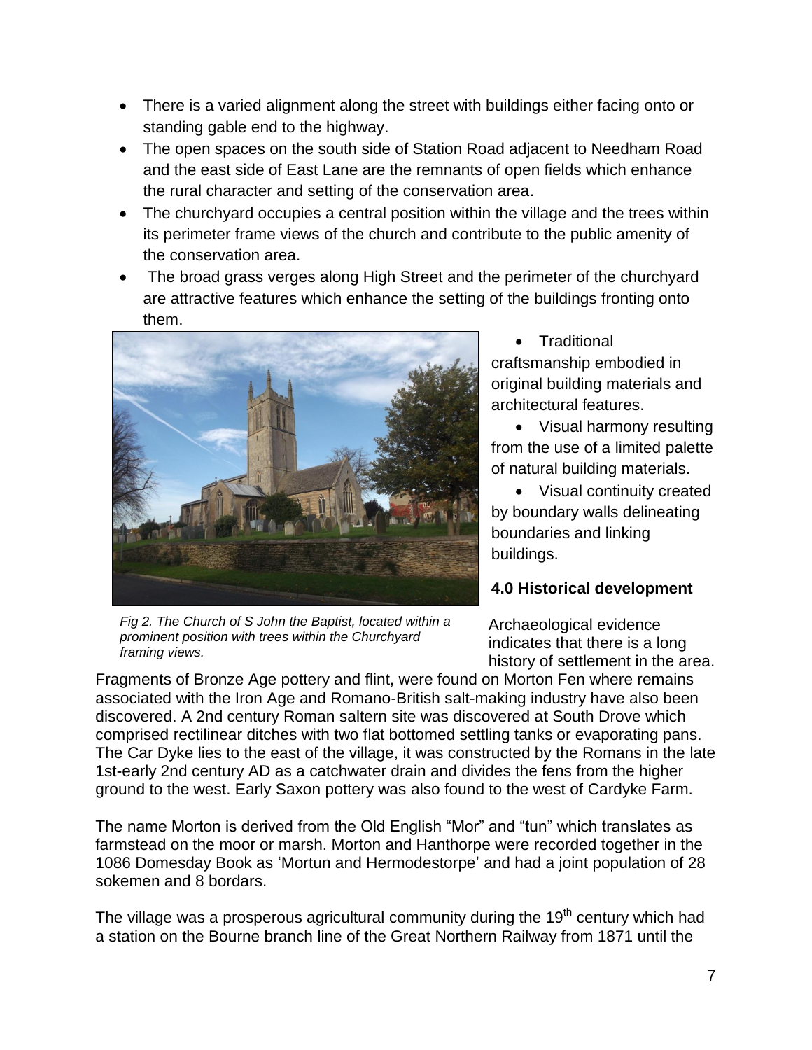- There is a varied alignment along the street with buildings either facing onto or standing gable end to the highway.
- The open spaces on the south side of Station Road adjacent to Needham Road and the east side of East Lane are the remnants of open fields which enhance the rural character and setting of the conservation area.
- The churchyard occupies a central position within the village and the trees within its perimeter frame views of the church and contribute to the public amenity of the conservation area.
- The broad grass verges along High Street and the perimeter of the churchyard are attractive features which enhance the setting of the buildings fronting onto them.

*Fig 2. The Church of S John the Baptist, located within a prominent position with trees within the Churchyard framing views.*

- Traditional craftsmanship embodied in original building materials and architectural features.
- Visual harmony resulting from the use of a limited palette of natural building materials.
- Visual continuity created by boundary walls delineating boundaries and linking buildings.

**4.0 Historical development**

Archaeological evidence indicates that there is a long history of settlement in the area. Fragments of Bronze Age pottery and flint, were found on Morton Fen where remains associated with the Iron Age and Romano-British salt-making industry have also been discovered. A 2nd century Roman saltern site was discovered at South Drove which comprised rectilinear ditches with two flat bottomed settling tanks or evaporating pans. The Car Dyke lies to the east of the village, it was constructed by the Romans in the late 1st-early 2nd century AD as a catchwater drain and divides the fens from the higher ground to the west. Early Saxon pottery was also found to the west of Cardyke Farm.

The name Morton is derived from the Old English "Mor" and "tun" which translates as farmstead on the moor or marsh. Morton and Hanthorpe were recorded together in the 1086 Domesday Book as 'Mortun and Hermodestorpe' and had a joint population of 28 sokemen and 8 bordars.

The village was a prosperous agricultural community during the 19th century which had a station on the Bourne branch line of the Great Northern Railway from 1871 until the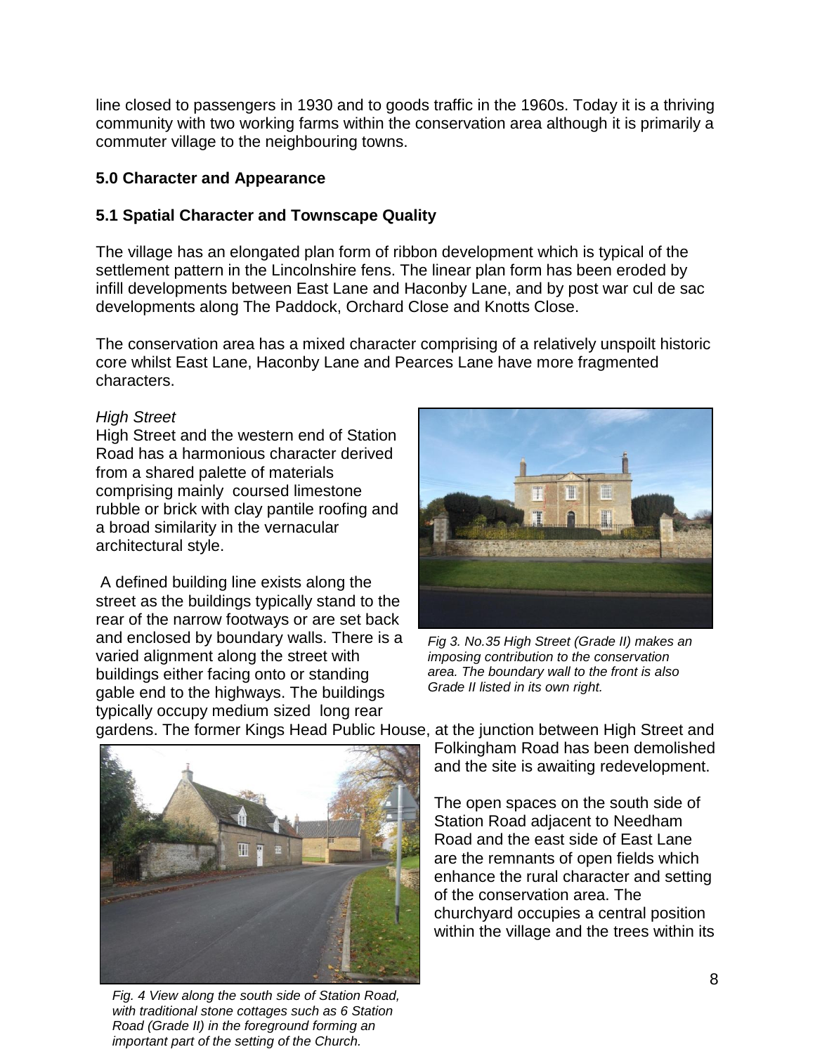line closed to passengers in 1930 and to goods traffic in the 1960s. Today it is a thriving community with two working farms within the conservation area although it is primarily a commuter village to the neighbouring towns.

## 5.0 Character and Appearance

### 5.1 Spatial Character and Townscape Quality

The village has an elongated plan form of ribbon development which is typical of the settlement pattern in the Lincolnshire fens. The linear plan form has been eroded by infill developments between East Lane and Haconby Lane, and by post war cul de sac developments along The Paddock, Orchard Close and Knotts Close.

The conservation area has a mixed character comprising of a relatively unspoilt historic core whilst East Lane, Haconby Lane and Pearces Lane have more fragmented characters.

*High Street*

High Street and the western end of Station Road has a harmonious character derived from a shared palette of materials comprising mainly coursed limestone rubble or brick with clay pantile roofing and a broad similarity in the vernacular architectural style.

A defined building line exists along the street as the buildings typically stand to the rear of the narrow footways or are set back and enclosed by boundary walls. There is a varied alignment along the street with buildings either facing onto or standing gable end to the highways. The buildings typically occupy medium sized long rear gardens. The former Kings Head Public House, at the junction between High Street and Folkingham Road has been demolished and the site is awaiting redevelopment.

*Fig 3. No.35 High Street (Grade II) makes an imposing contribution to the conservation area. The boundary wall to the front is also Grade II listed in its own right.*

The open spaces on the south side of Station Road adjacent to Needham Road and the east side of East Lane are the remnants of open fields which enhance the rural character and setting of the conservation area. The churchyard occupies a central position within the village and the trees within its

*Fig. 4 View along the south side of Station Road, with traditional stone cottages such as 6 Station Road (Grade II) in the foreground forming an important part of the setting of the Church.*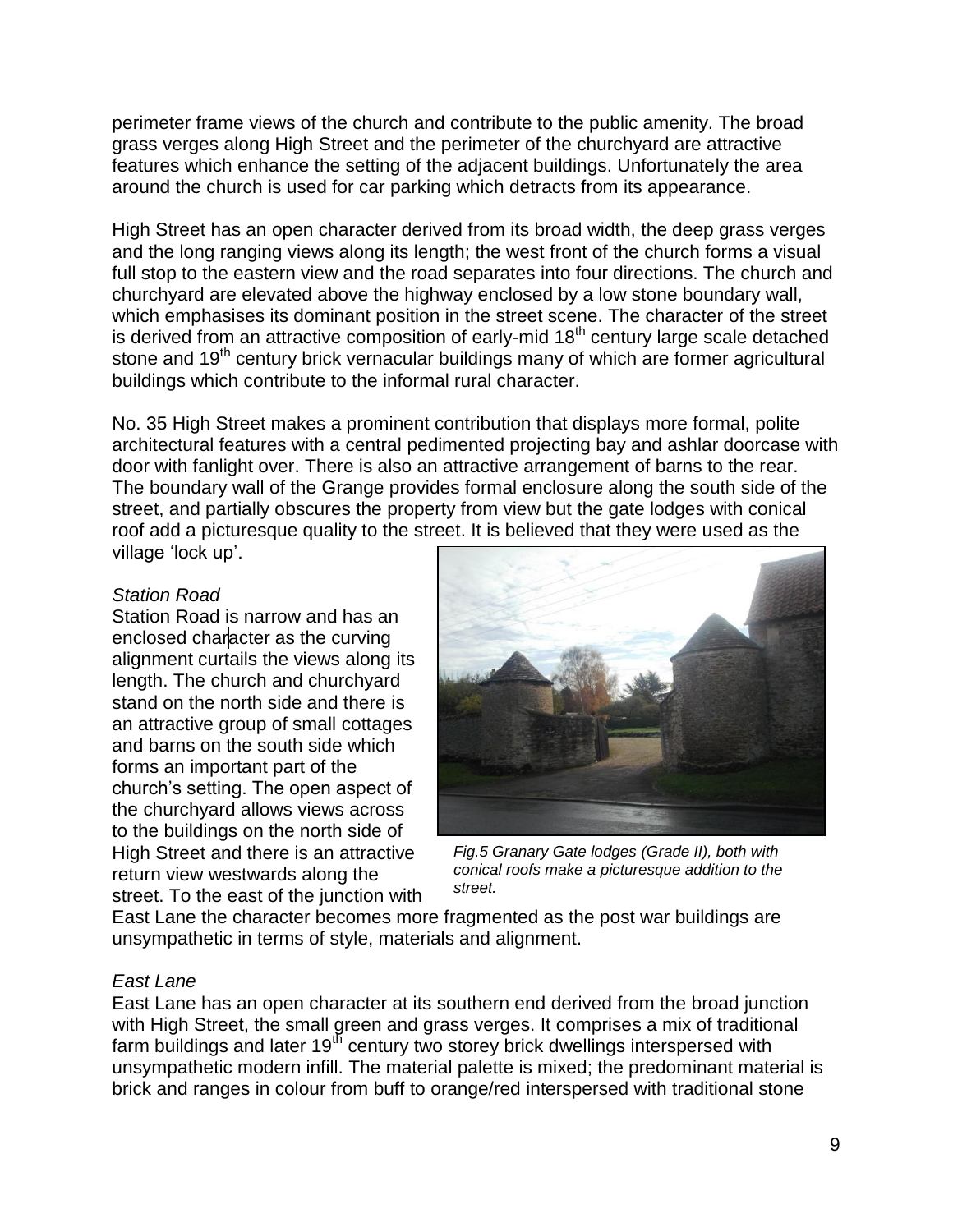perimeter frame views of the church and contribute to the public amenity. The broad grass verges along High Street and the perimeter of the churchyard are attractive features which enhance the setting of the adjacent buildings. Unfortunately the area around the church is used for car parking which detracts from its appearance.

High Street has an open character derived from its broad width, the deep grass verges and the long ranging views along its length; the west front of the church forms a visual full stop to the eastern view and the road separates into four directions. The church and churchyard are elevated above the highway enclosed by a low stone boundary wall, which emphasises its dominant position in the street scene. The character of the street is derived from an attractive composition of early-mid 18th century large scale detached stone and 19th century brick vernacular buildings many of which are former agricultural buildings which contribute to the informal rural character.

No. 35 High Street makes a prominent contribution that displays more formal, polite architectural features with a central pedimented projecting bay and ashlar doorcase with door with fanlight over. There is also an attractive arrangement of barns to the rear. The boundary wall of the Grange provides formal enclosure along the south side of the street, and partially obscures the property from view but the gate lodges with conical roof add a picturesque quality to the street. It is believed that they were used as the village 'lock up'.

*Station Road*

Station Road is narrow and has an enclosed character as the curving alignment curtails the views along its length. The church and churchyard stand on the north side and there is an attractive group of small cottages and barns on the south side which forms an important part of the church's setting. The open aspect of the churchyard allows views across to the buildings on the north side of High Street and there is an attractive return view westwards along the street. To the east of the junction with East Lane the character becomes more fragmented as the post war buildings are unsympathetic in terms of style, materials and alignment.

*Fig.5 Granary Gate lodges (Grade II), both with conical roofs make a picturesque addition to the street.*

*East Lane*

East Lane has an open character at its southern end derived from the broad junction with High Street, the small green and grass verges. It comprises a mix of traditional farm buildings and later 19th century two storey brick dwellings interspersed with unsympathetic modern infill. The material palette is mixed; the predominant material is brick and ranges in colour from buff to orange/red interspersed with traditional stone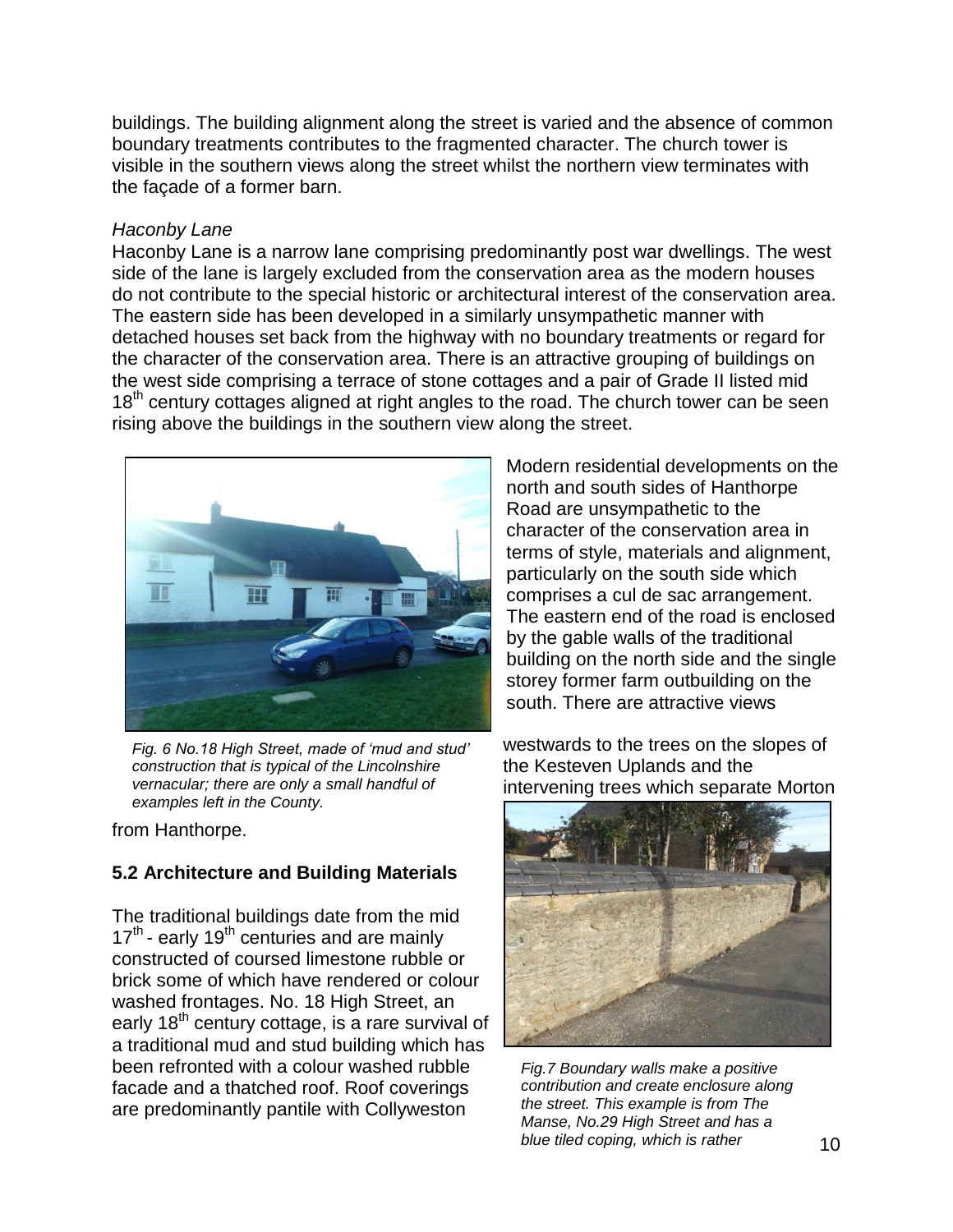buildings. The building alignment along the street is varied and the absence of common boundary treatments contributes to the fragmented character. The church tower is visible in the southern views along the street whilst the northern view terminates with the façade of a former barn.

*Haconby Lane*

Haconby Lane is a narrow lane comprising predominantly post war dwellings. The west side of the lane is largely excluded from the conservation area as the modern houses do not contribute to the special historic or architectural interest of the conservation area. The eastern side has been developed in a similarly unsympathetic manner with detached houses set back from the highway with no boundary treatments or regard for the character of the conservation area. There is an attractive grouping of buildings on the west side comprising a terrace of stone cottages and a pair of Grade II listed mid 18th century cottages aligned at right angles to the road. The church tower can be seen rising above the buildings in the southern view along the street.

*Fig. 6 No.18 High Street, made of 'mud and stud' construction that is typical of the Lincolnshire vernacular; there are only a small handful of examples left in the County.*

Modern residential developments on the north and south sides of Hanthorpe Road are unsympathetic to the character of the conservation area in terms of style, materials and alignment, particularly on the south side which comprises a cul de sac arrangement. The eastern end of the road is enclosed by the gable walls of the traditional building on the north side and the single storey former farm outbuilding on the south. There are attractive views westwards to the trees on the slopes of the Kesteven Uplands and the intervening trees which separate Morton from Hanthorpe.

## 5.2 Architecture and Building Materials

The traditional buildings date from the mid 17th - early 19th centuries and are mainly constructed of coursed limestone rubble or brick some of which have rendered or colour washed frontages. No. 18 High Street, an early 18th century cottage, is a rare survival of a traditional mud and stud building which has been refronted with a colour washed rubble facade and a thatched roof. Roof coverings are predominantly pantile with Collyweston

*Fig.7 Boundary walls make a positive contribution and create enclosure along the street. This example is from The Manse, No.29 High Street and has a blue tiled coping, which is rather*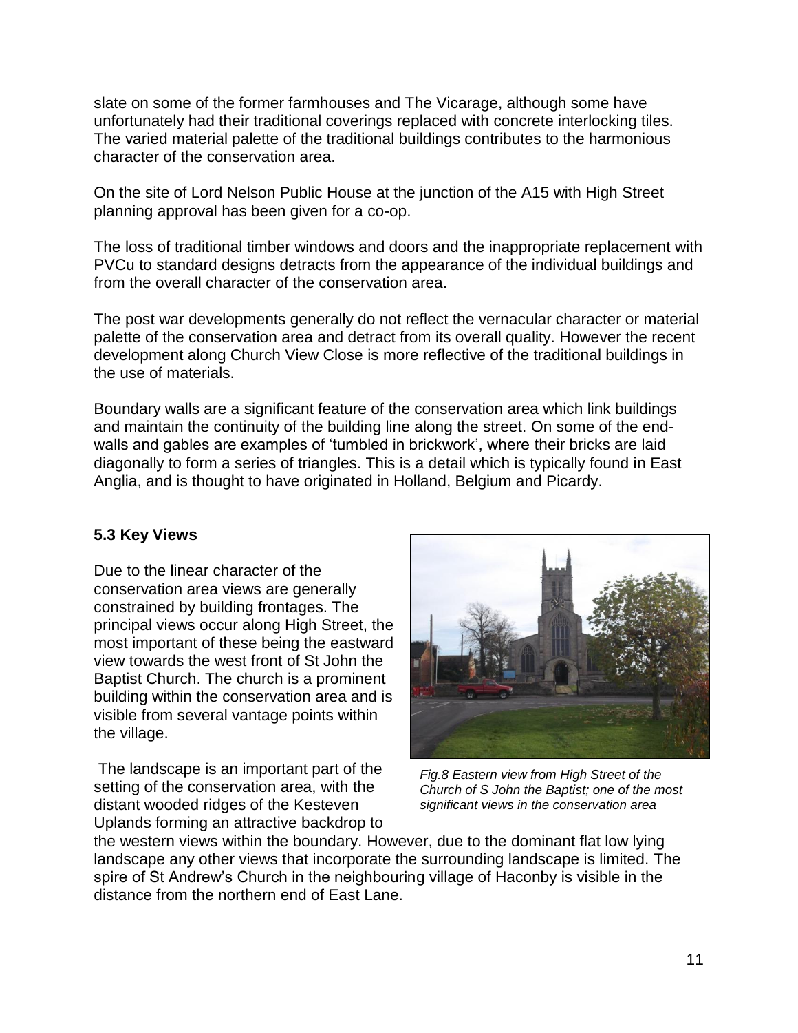slate on some of the former farmhouses and The Vicarage, although some have unfortunately had their traditional coverings replaced with concrete interlocking tiles. The varied material palette of the traditional buildings contributes to the harmonious character of the conservation area.

On the site of Lord Nelson Public House at the junction of the A15 with High Street planning approval has been given for a co-op.

The loss of traditional timber windows and doors and the inappropriate replacement with PVCu to standard designs detracts from the appearance of the individual buildings and from the overall character of the conservation area.

The post war developments generally do not reflect the vernacular character or material palette of the conservation area and detract from its overall quality. However the recent development along Church View Close is more reflective of the traditional buildings in the use of materials.

Boundary walls are a significant feature of the conservation area which link buildings and maintain the continuity of the building line along the street. On some of the end-walls and gables are examples of 'tumbled in brickwork', where their bricks are laid diagonally to form a series of triangles. This is a detail which is typically found in East Anglia, and is thought to have originated in Holland, Belgium and Picardy.

### 5.3 Key Views

Due to the linear character of the conservation area views are generally constrained by building frontages. The principal views occur along High Street, the most important of these being the eastward view towards the west front of St John the Baptist Church. The church is a prominent building within the conservation area and is visible from several vantage points within the village.

*Fig.8 Eastern view from High Street of the Church of S John the Baptist; one of the most significant views in the conservation area*

The landscape is an important part of the setting of the conservation area, with the distant wooded ridges of the Kesteven Uplands forming an attractive backdrop to the western views within the boundary. However, due to the dominant flat low lying landscape any other views that incorporate the surrounding landscape is limited. The spire of St Andrew's Church in the neighbouring village of Haconby is visible in the distance from the northern end of East Lane.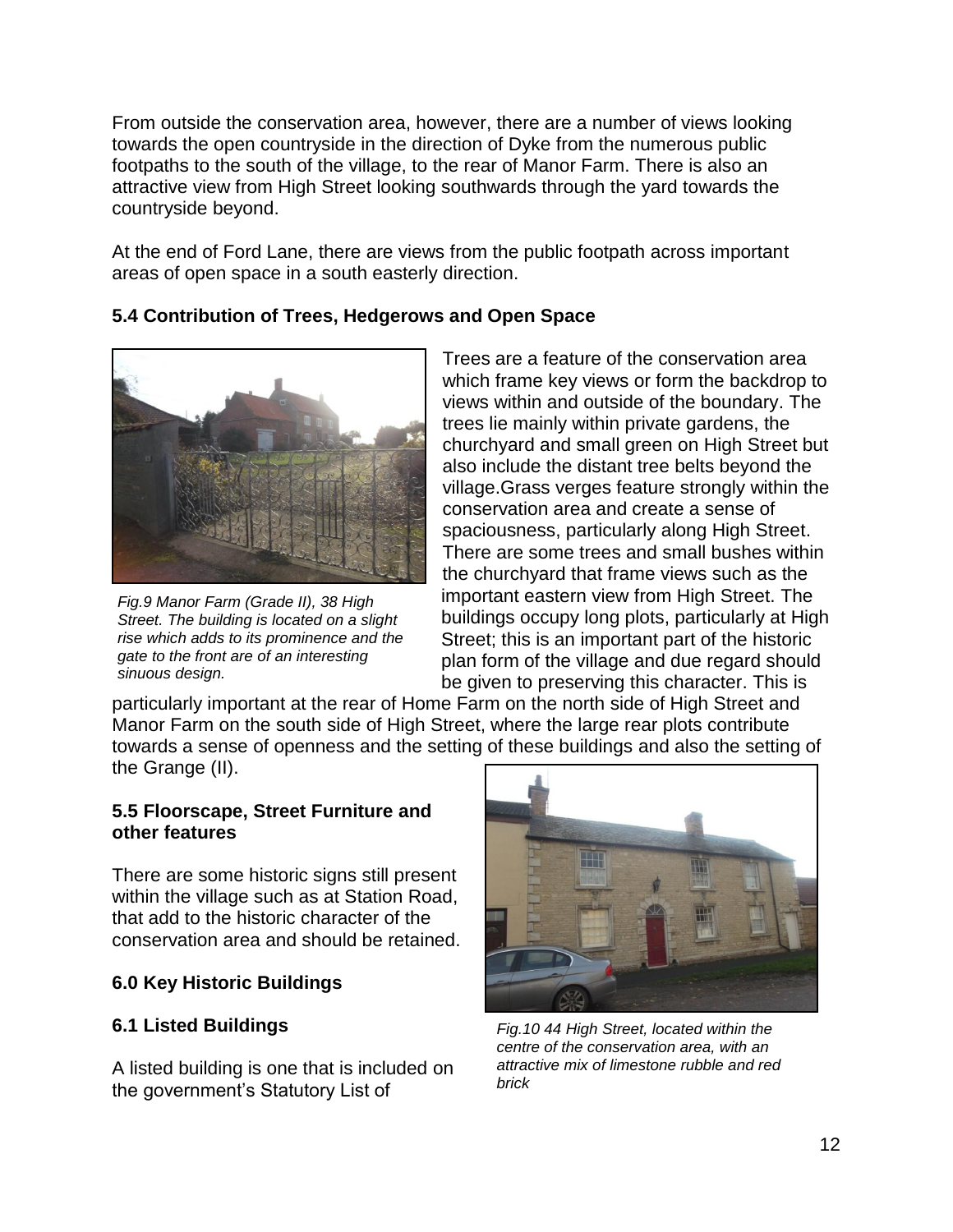From outside the conservation area, however, there are a number of views looking towards the open countryside in the direction of Dyke from the numerous public footpaths to the south of the village, to the rear of Manor Farm. There is also an attractive view from High Street looking southwards through the yard towards the countryside beyond.

At the end of Ford Lane, there are views from the public footpath across important areas of open space in a south easterly direction.

### 5.4 Contribution of Trees, Hedgerows and Open Space

*Fig.9 Manor Farm (Grade II), 38 High Street. The building is located on a slight rise which adds to its prominence and the gate to the front are of an interesting sinuous design.*

Trees are a feature of the conservation area which frame key views or form the backdrop to views within and outside of the boundary. The trees lie mainly within private gardens, the churchyard and small green on High Street but also include the distant tree belts beyond the village.Grass verges feature strongly within the conservation area and create a sense of spaciousness, particularly along High Street. There are some trees and small bushes within the churchyard that frame views such as the important eastern view from High Street. The buildings occupy long plots, particularly at High Street; this is an important part of the historic plan form of the village and due regard should be given to preserving this character. This is particularly important at the rear of Home Farm on the north side of High Street and Manor Farm on the south side of High Street, where the large rear plots contribute towards a sense of openness and the setting of these buildings and also the setting of the Grange (II).

### 5.5 Floorscape, Street Furniture and other features

There are some historic signs still present within the village such as at Station Road, that add to the historic character of the conservation area and should be retained.

*Fig.10 44 High Street, located within the centre of the conservation area, with an attractive mix of limestone rubble and red brick*

## 6.0 Key Historic Buildings

### 6.1 Listed Buildings

A listed building is one that is included on the government's Statutory List of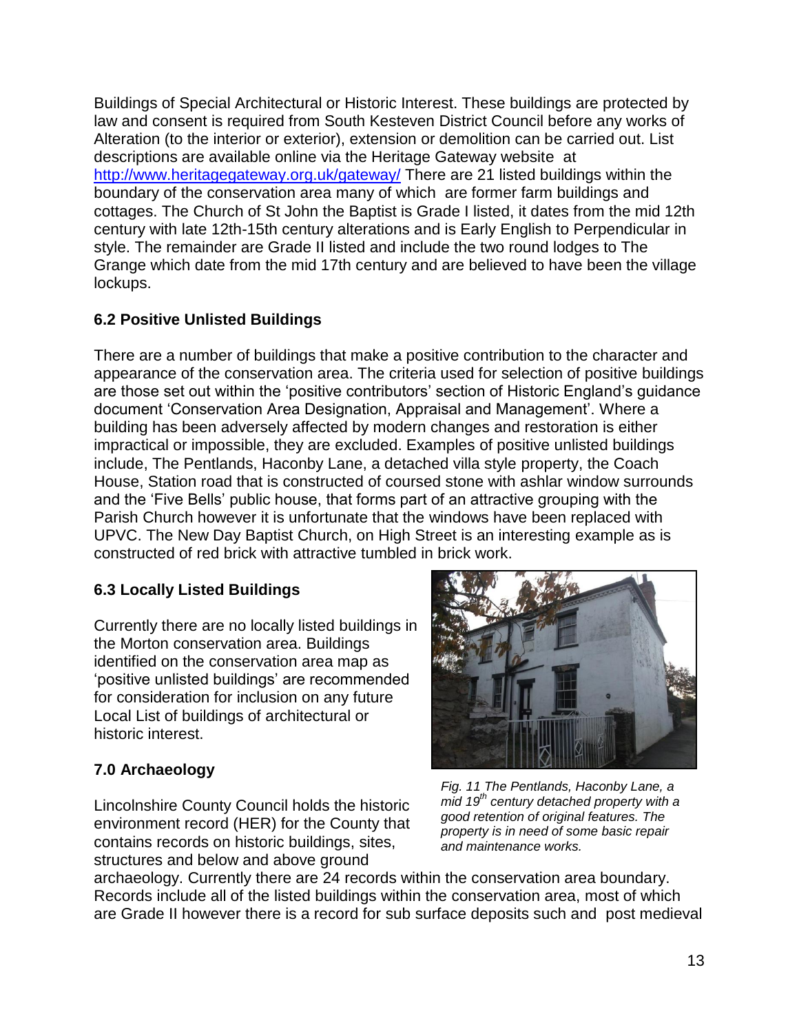Buildings of Special Architectural or Historic Interest. These buildings are protected by law and consent is required from South Kesteven District Council before any works of Alteration (to the interior or exterior), extension or demolition can be carried out. List descriptions are available online via the Heritage Gateway website at http://www.heritagegateway.org.uk/gateway/ There are 21 listed buildings within the boundary of the conservation area many of which are former farm buildings and cottages. The Church of St John the Baptist is Grade I listed, it dates from the mid 12th century with late 12th-15th century alterations and is Early English to Perpendicular in style. The remainder are Grade II listed and include the two round lodges to The Grange which date from the mid 17th century and are believed to have been the village lockups.

### 6.2 Positive Unlisted Buildings

There are a number of buildings that make a positive contribution to the character and appearance of the conservation area. The criteria used for selection of positive buildings are those set out within the 'positive contributors' section of Historic England's guidance document 'Conservation Area Designation, Appraisal and Management'. Where a building has been adversely affected by modern changes and restoration is either impractical or impossible, they are excluded. Examples of positive unlisted buildings include, The Pentlands, Haconby Lane, a detached villa style property, the Coach House, Station road that is constructed of coursed stone with ashlar window surrounds and the 'Five Bells' public house, that forms part of an attractive grouping with the Parish Church however it is unfortunate that the windows have been replaced with UPVC. The New Day Baptist Church, on High Street is an interesting example as is constructed of red brick with attractive tumbled in brick work.

### 6.3 Locally Listed Buildings

Currently there are no locally listed buildings in the Morton conservation area. Buildings identified on the conservation area map as 'positive unlisted buildings' are recommended for consideration for inclusion on any future Local List of buildings of architectural or historic interest.

*Fig. 11 The Pentlands, Haconby Lane, a mid 19th century detached property with a good retention of original features. The property is in need of some basic repair and maintenance works.*

## 7.0 Archaeology

Lincolnshire County Council holds the historic environment record (HER) for the County that contains records on historic buildings, sites, structures and below and above ground archaeology. Currently there are 24 records within the conservation area boundary. Records include all of the listed buildings within the conservation area, most of which are Grade II however there is a record for sub surface deposits such and post medieval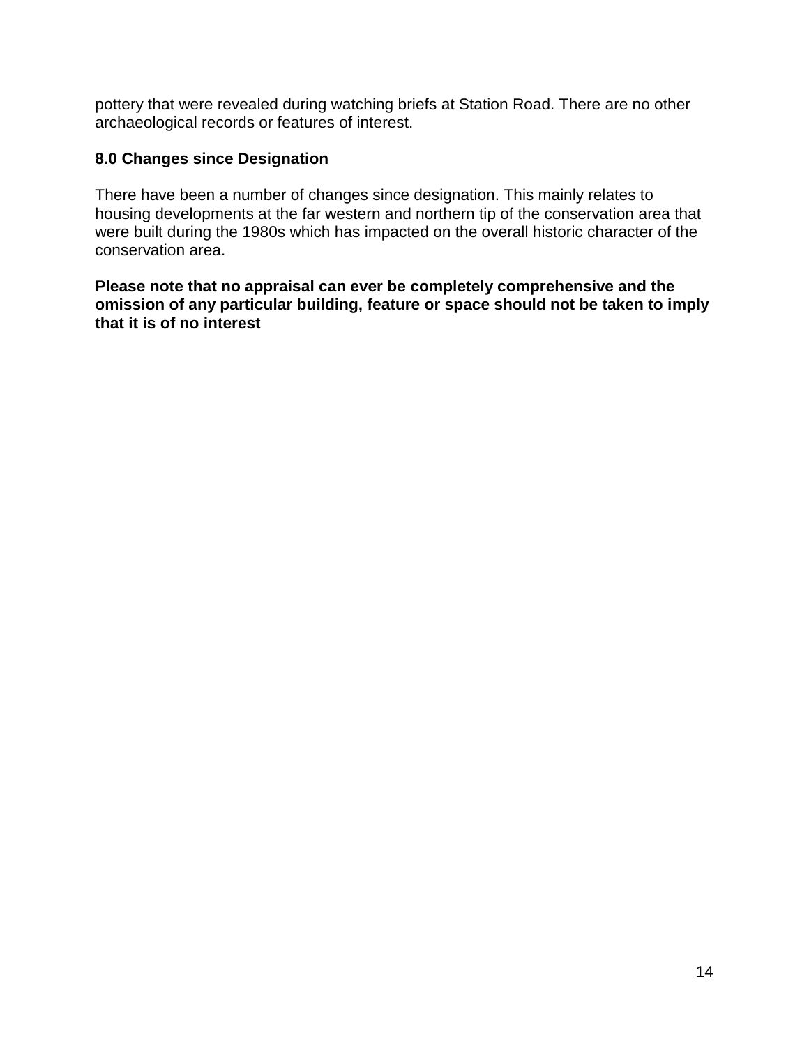pottery that were revealed during watching briefs at Station Road. There are no other archaeological records or features of interest.

## 8.0 Changes since Designation

There have been a number of changes since designation. This mainly relates to housing developments at the far western and northern tip of the conservation area that were built during the 1980s which has impacted on the overall historic character of the conservation area.

**Please note that no appraisal can ever be completely comprehensive and the omission of any particular building, feature or space should not be taken to imply that it is of no interest**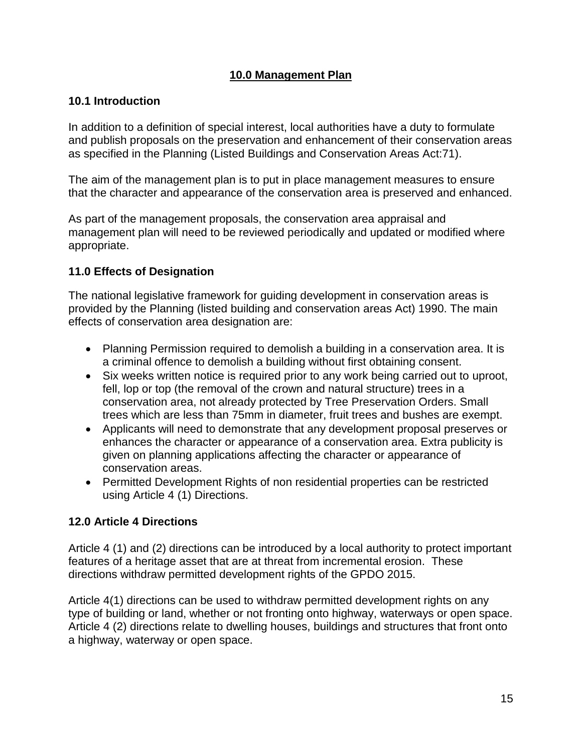## 10.0 Management Plan

### 10.1 Introduction

In addition to a definition of special interest, local authorities have a duty to formulate and publish proposals on the preservation and enhancement of their conservation areas as specified in the Planning (Listed Buildings and Conservation Areas Act:71).

The aim of the management plan is to put in place management measures to ensure that the character and appearance of the conservation area is preserved and enhanced.

As part of the management proposals, the conservation area appraisal and management plan will need to be reviewed periodically and updated or modified where appropriate.

## 11.0 Effects of Designation

The national legislative framework for guiding development in conservation areas is provided by the Planning (listed building and conservation areas Act) 1990. The main effects of conservation area designation are:

- Planning Permission required to demolish a building in a conservation area. It is a criminal offence to demolish a building without first obtaining consent.
- Six weeks written notice is required prior to any work being carried out to uproot, fell, lop or top (the removal of the crown and natural structure) trees in a conservation area, not already protected by Tree Preservation Orders. Small trees which are less than 75mm in diameter, fruit trees and bushes are exempt.
- Applicants will need to demonstrate that any development proposal preserves or enhances the character or appearance of a conservation area. Extra publicity is given on planning applications affecting the character or appearance of conservation areas.
- Permitted Development Rights of non residential properties can be restricted using Article 4 (1) Directions.

## 12.0 Article 4 Directions

Article 4 (1) and (2) directions can be introduced by a local authority to protect important features of a heritage asset that are at threat from incremental erosion. These directions withdraw permitted development rights of the GPDO 2015.

Article 4(1) directions can be used to withdraw permitted development rights on any type of building or land, whether or not fronting onto highway, waterways or open space. Article 4 (2) directions relate to dwelling houses, buildings and structures that front onto a highway, waterway or open space.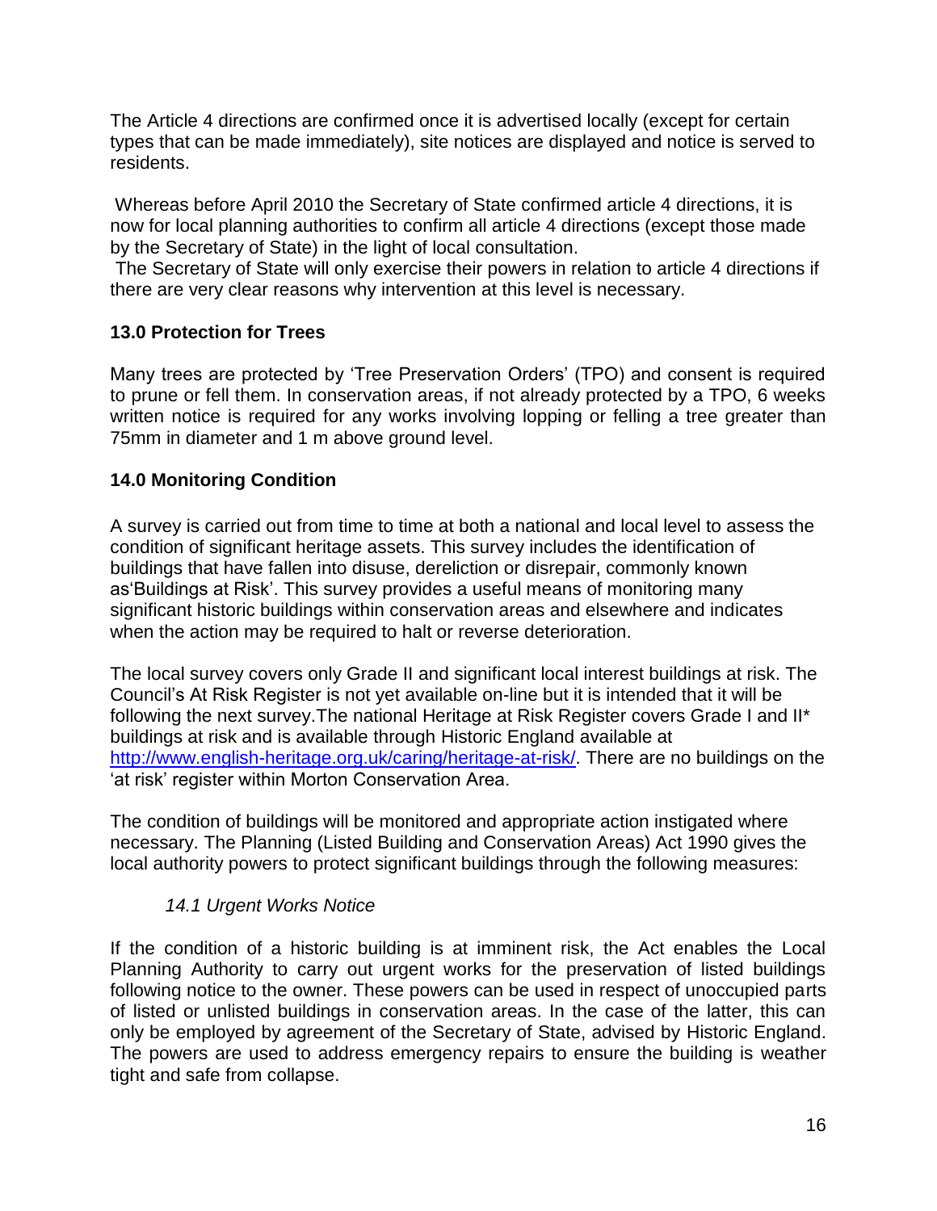The Article 4 directions are confirmed once it is advertised locally (except for certain types that can be made immediately), site notices are displayed and notice is served to residents.

Whereas before April 2010 the Secretary of State confirmed article 4 directions, it is now for local planning authorities to confirm all article 4 directions (except those made by the Secretary of State) in the light of local consultation.

The Secretary of State will only exercise their powers in relation to article 4 directions if there are very clear reasons why intervention at this level is necessary.

## 13.0 Protection for Trees

Many trees are protected by 'Tree Preservation Orders' (TPO) and consent is required to prune or fell them. In conservation areas, if not already protected by a TPO, 6 weeks written notice is required for any works involving lopping or felling a tree greater than 75mm in diameter and 1 m above ground level.

## 14.0 Monitoring Condition

A survey is carried out from time to time at both a national and local level to assess the condition of significant heritage assets. This survey includes the identification of buildings that have fallen into disuse, dereliction or disrepair, commonly known as'Buildings at Risk'. This survey provides a useful means of monitoring many significant historic buildings within conservation areas and elsewhere and indicates when the action may be required to halt or reverse deterioration.

The local survey covers only Grade II and significant local interest buildings at risk. The Council's At Risk Register is not yet available on-line but it is intended that it will be following the next survey.The national Heritage at Risk Register covers Grade I and II* buildings at risk and is available through Historic England available at http://www.english-heritage.org.uk/caring/heritage-at-risk/. There are no buildings on the 'at risk' register within Morton Conservation Area.

The condition of buildings will be monitored and appropriate action instigated where necessary. The Planning (Listed Building and Conservation Areas) Act 1990 gives the local authority powers to protect significant buildings through the following measures:

### *14.1 Urgent Works Notice*

If the condition of a historic building is at imminent risk, the Act enables the Local Planning Authority to carry out urgent works for the preservation of listed buildings following notice to the owner. These powers can be used in respect of unoccupied parts of listed or unlisted buildings in conservation areas. In the case of the latter, this can only be employed by agreement of the Secretary of State, advised by Historic England. The powers are used to address emergency repairs to ensure the building is weather tight and safe from collapse.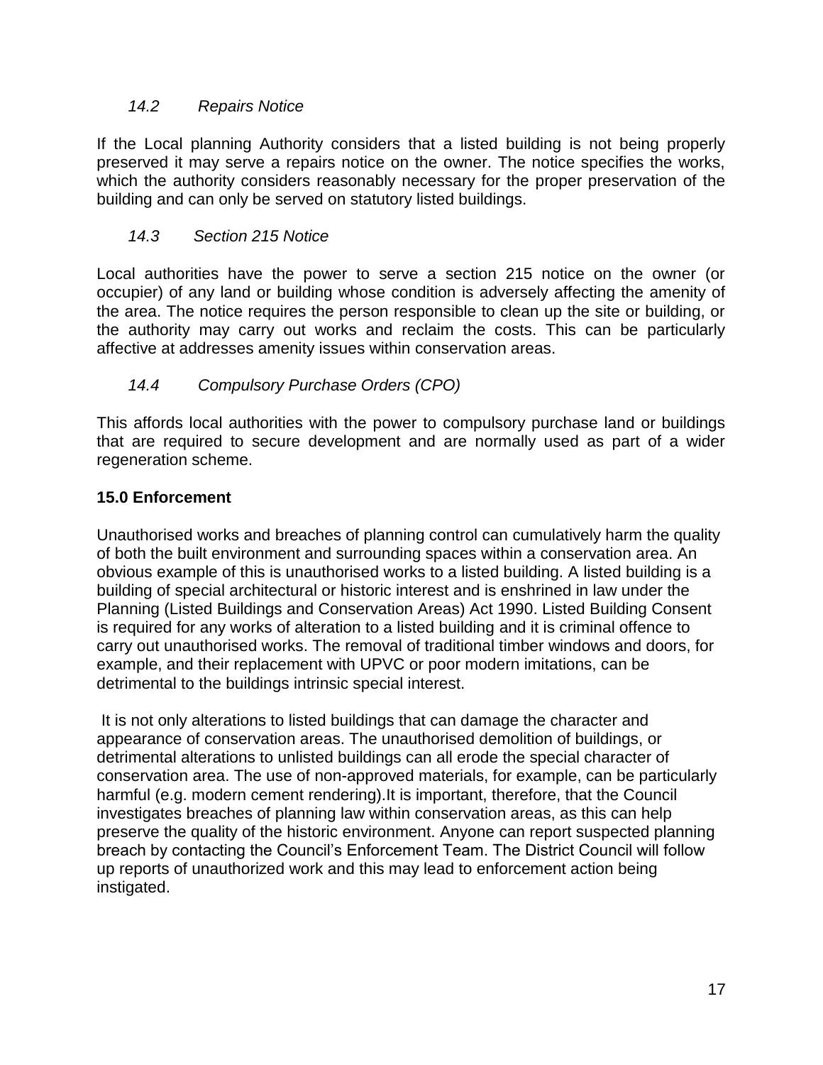### *14.2 Repairs Notice*

If the Local planning Authority considers that a listed building is not being properly preserved it may serve a repairs notice on the owner. The notice specifies the works, which the authority considers reasonably necessary for the proper preservation of the building and can only be served on statutory listed buildings.

### *14.3 Section 215 Notice*

Local authorities have the power to serve a section 215 notice on the owner (or occupier) of any land or building whose condition is adversely affecting the amenity of the area. The notice requires the person responsible to clean up the site or building, or the authority may carry out works and reclaim the costs. This can be particularly affective at addresses amenity issues within conservation areas.

### *14.4 Compulsory Purchase Orders (CPO)*

This affords local authorities with the power to compulsory purchase land or buildings that are required to secure development and are normally used as part of a wider regeneration scheme.

## **15.0 Enforcement**

Unauthorised works and breaches of planning control can cumulatively harm the quality of both the built environment and surrounding spaces within a conservation area. An obvious example of this is unauthorised works to a listed building. A listed building is a building of special architectural or historic interest and is enshrined in law under the Planning (Listed Buildings and Conservation Areas) Act 1990. Listed Building Consent is required for any works of alteration to a listed building and it is criminal offence to carry out unauthorised works. The removal of traditional timber windows and doors, for example, and their replacement with UPVC or poor modern imitations, can be detrimental to the buildings intrinsic special interest.

It is not only alterations to listed buildings that can damage the character and appearance of conservation areas. The unauthorised demolition of buildings, or detrimental alterations to unlisted buildings can all erode the special character of conservation area. The use of non-approved materials, for example, can be particularly harmful (e.g. modern cement rendering).It is important, therefore, that the Council investigates breaches of planning law within conservation areas, as this can help preserve the quality of the historic environment. Anyone can report suspected planning breach by contacting the Council's Enforcement Team. The District Council will follow up reports of unauthorized work and this may lead to enforcement action being instigated.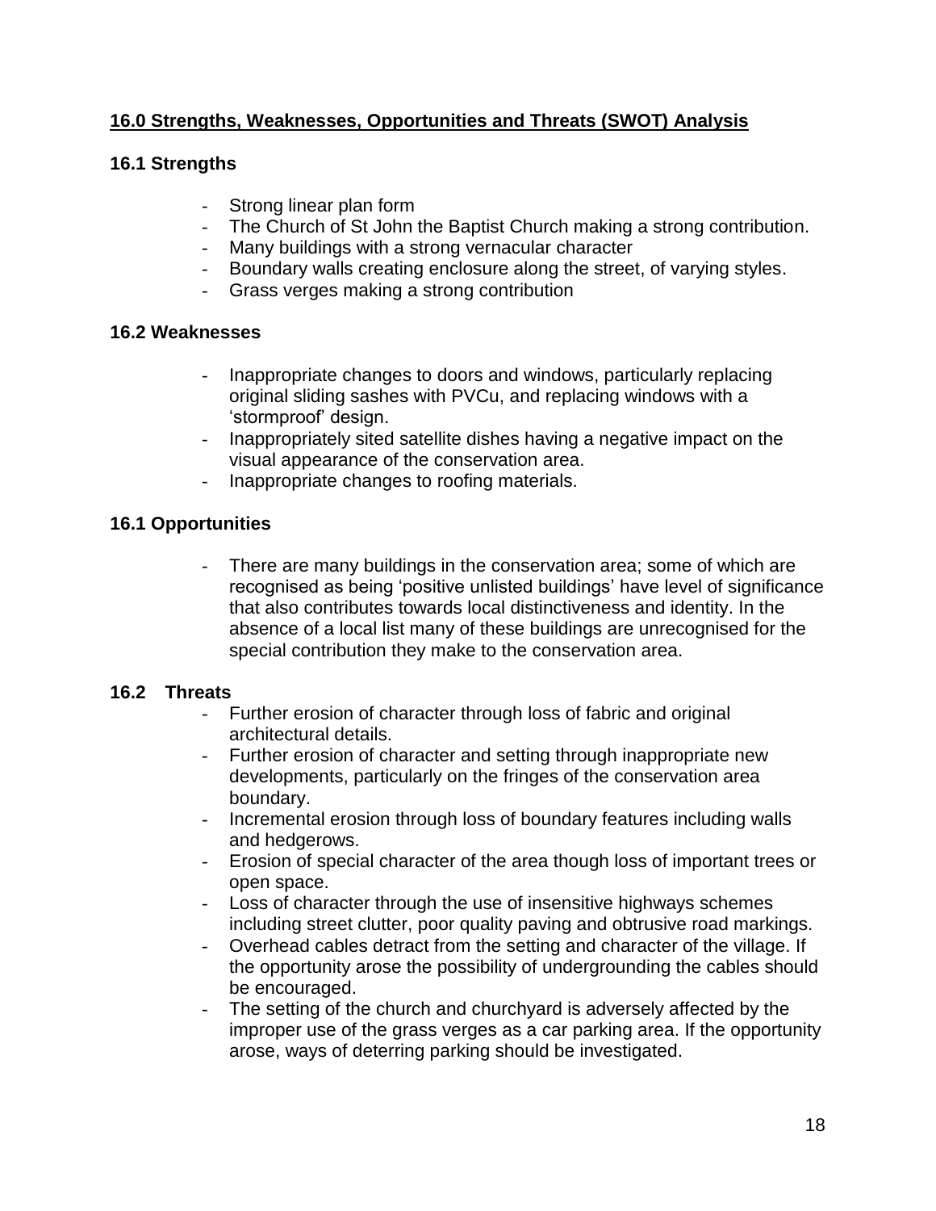## 16.0 Strengths, Weaknesses, Opportunities and Threats (SWOT) Analysis

### 16.1 Strengths

- Strong linear plan form
- The Church of St John the Baptist Church making a strong contribution.
- Many buildings with a strong vernacular character
- Boundary walls creating enclosure along the street, of varying styles.
- Grass verges making a strong contribution

### 16.2 Weaknesses

- Inappropriate changes to doors and windows, particularly replacing original sliding sashes with PVCu, and replacing windows with a 'stormproof' design.
- Inappropriately sited satellite dishes having a negative impact on the visual appearance of the conservation area.
- Inappropriate changes to roofing materials.

### 16.1 Opportunities

- There are many buildings in the conservation area; some of which are recognised as being 'positive unlisted buildings' have level of significance that also contributes towards local distinctiveness and identity. In the absence of a local list many of these buildings are unrecognised for the special contribution they make to the conservation area.

### 16.2 Threats

- Further erosion of character through loss of fabric and original architectural details.
- Further erosion of character and setting through inappropriate new developments, particularly on the fringes of the conservation area boundary.
- Incremental erosion through loss of boundary features including walls and hedgerows.
- Erosion of special character of the area though loss of important trees or open space.
- Loss of character through the use of insensitive highways schemes including street clutter, poor quality paving and obtrusive road markings.
- Overhead cables detract from the setting and character of the village. If the opportunity arose the possibility of undergrounding the cables should be encouraged.
- The setting of the church and churchyard is adversely affected by the improper use of the grass verges as a car parking area. If the opportunity arose, ways of deterring parking should be investigated.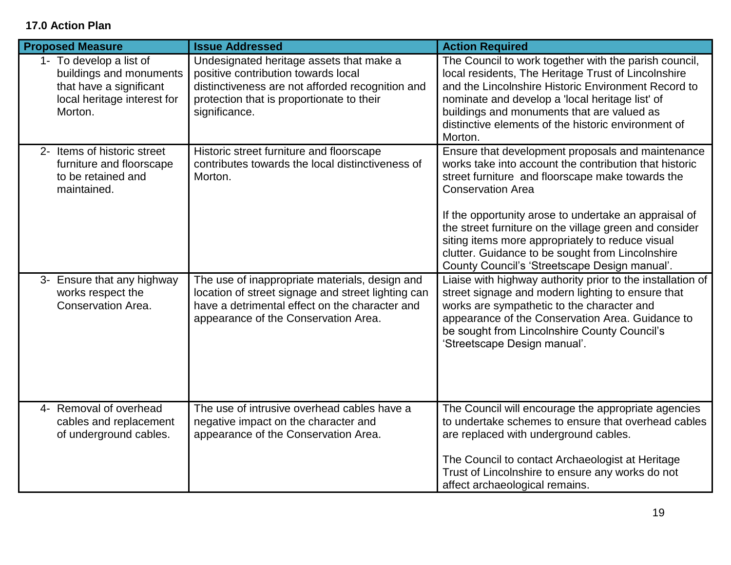**17.0 Action Plan**

| Proposed Measure | Issue Addressed | Action Required |
|---|---|---|
| 1- To develop a list of buildings and monuments that have a significant local heritage interest for Morton. | Undesignated heritage assets that make a positive contribution towards local distinctiveness are not afforded recognition and protection that is proportionate to their significance. | The Council to work together with the parish council, local residents, The Heritage Trust of Lincolnshire and the Lincolnshire Historic Environment Record to nominate and develop a 'local heritage list' of buildings and monuments that are valued as distinctive elements of the historic environment of Morton. |
| 2- Items of historic street furniture and floorscape to be retained and maintained. | Historic street furniture and floorscape contributes towards the local distinctiveness of Morton. | Ensure that development proposals and maintenance works take into account the contribution that historic street furniture and floorscape make towards the Conservation Area<br><br>If the opportunity arose to undertake an appraisal of the street furniture on the village green and consider siting items more appropriately to reduce visual clutter. Guidance to be sought from Lincolnshire County Council's 'Streetscape Design manual'. |
| 3- Ensure that any highway works respect the Conservation Area. | The use of inappropriate materials, design and location of street signage and street lighting can have a detrimental effect on the character and appearance of the Conservation Area. | Liaise with highway authority prior to the installation of street signage and modern lighting to ensure that works are sympathetic to the character and appearance of the Conservation Area. Guidance to be sought from Lincolnshire County Council's 'Streetscape Design manual'. |
| 4- Removal of overhead cables and replacement of underground cables. | The use of intrusive overhead cables have a negative impact on the character and appearance of the Conservation Area. | The Council will encourage the appropriate agencies to undertake schemes to ensure that overhead cables are replaced with underground cables.<br><br>The Council to contact Archaeologist at Heritage Trust of Lincolnshire to ensure any works do not affect archaeological remains. |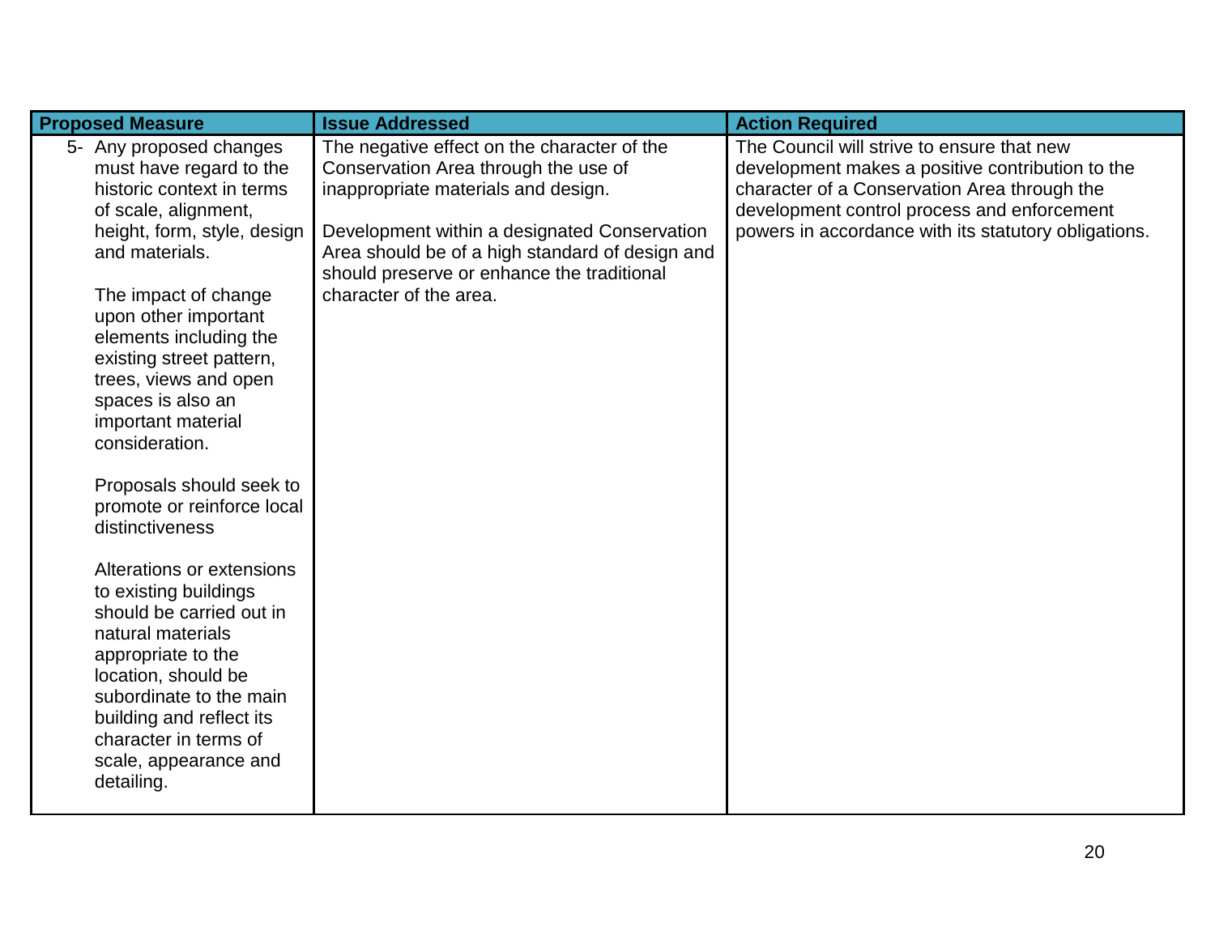| Proposed Measure | Issue Addressed | Action Required |
|---|---|---|
| 5- Any proposed changes must have regard to the historic context in terms of scale, alignment, height, form, style, design and materials.<br><br>The impact of change upon other important elements including the existing street pattern, trees, views and open spaces is also an important material consideration.<br><br>Proposals should seek to promote or reinforce local distinctiveness<br><br>Alterations or extensions to existing buildings should be carried out in natural materials appropriate to the location, should be subordinate to the main building and reflect its character in terms of scale, appearance and detailing. | The negative effect on the character of the Conservation Area through the use of inappropriate materials and design.<br><br>Development within a designated Conservation Area should be of a high standard of design and should preserve or enhance the traditional character of the area. | The Council will strive to ensure that new development makes a positive contribution to the character of a Conservation Area through the development control process and enforcement powers in accordance with its statutory obligations. |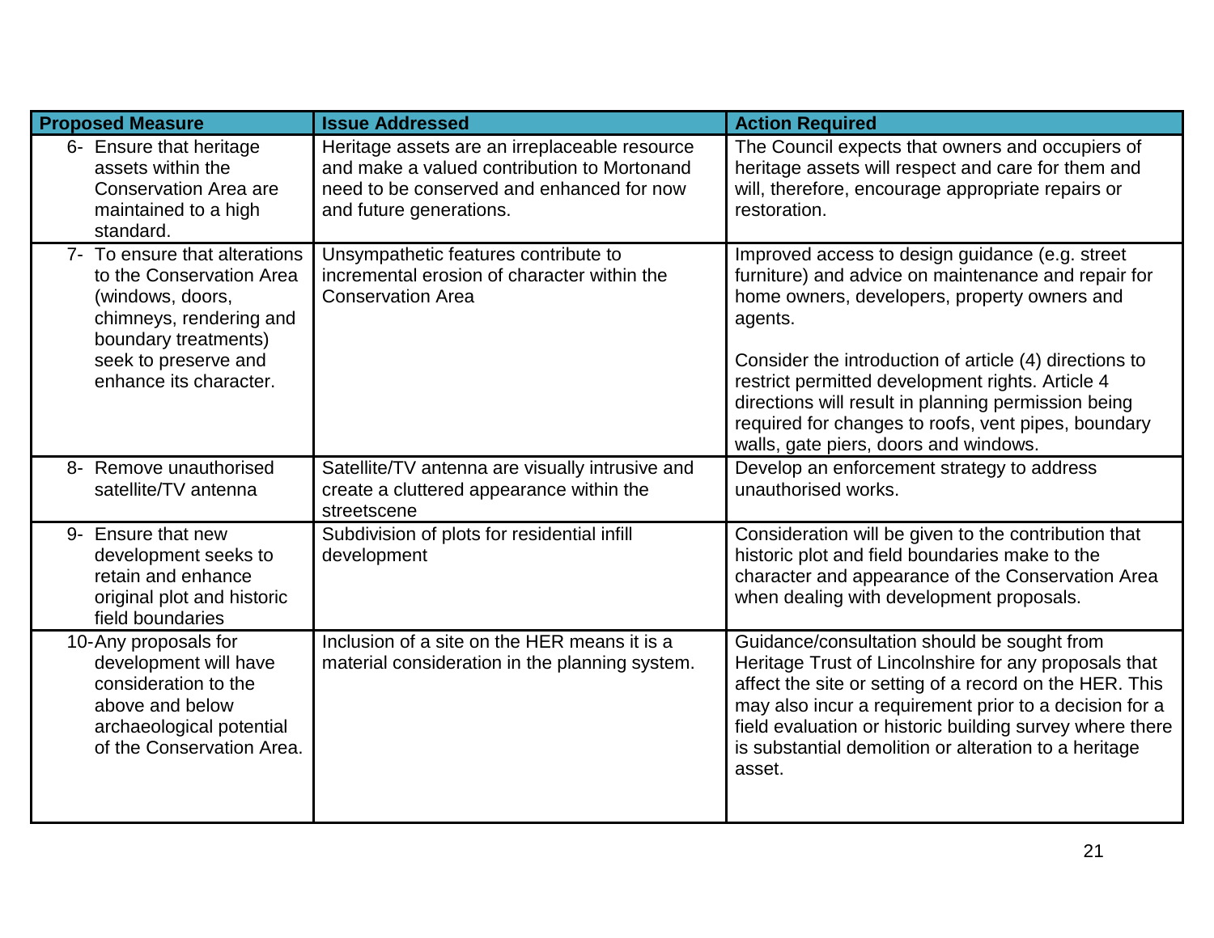| Proposed Measure | Issue Addressed | Action Required |
|---|---|---|
| 6- Ensure that heritage assets within the Conservation Area are maintained to a high standard. | Heritage assets are an irreplaceable resource and make a valued contribution to Mortonand need to be conserved and enhanced for now and future generations. | The Council expects that owners and occupiers of heritage assets will respect and care for them and will, therefore, encourage appropriate repairs or restoration. |
| 7- To ensure that alterations to the Conservation Area (windows, doors, chimneys, rendering and boundary treatments) seek to preserve and enhance its character. | Unsympathetic features contribute to incremental erosion of character within the Conservation Area | Improved access to design guidance (e.g. street furniture) and advice on maintenance and repair for home owners, developers, property owners and agents.<br><br>Consider the introduction of article (4) directions to restrict permitted development rights. Article 4 directions will result in planning permission being required for changes to roofs, vent pipes, boundary walls, gate piers, doors and windows. |
| 8- Remove unauthorised satellite/TV antenna | Satellite/TV antenna are visually intrusive and create a cluttered appearance within the streetscene | Develop an enforcement strategy to address unauthorised works. |
| 9- Ensure that new development seeks to retain and enhance original plot and historic field boundaries | Subdivision of plots for residential infill development | Consideration will be given to the contribution that historic plot and field boundaries make to the character and appearance of the Conservation Area when dealing with development proposals. |
| 10- Any proposals for development will have consideration to the above and below archaeological potential of the Conservation Area. | Inclusion of a site on the HER means it is a material consideration in the planning system. | Guidance/consultation should be sought from Heritage Trust of Lincolnshire for any proposals that affect the site or setting of a record on the HER. This may also incur a requirement prior to a decision for a field evaluation or historic building survey where there is substantial demolition or alteration to a heritage asset. |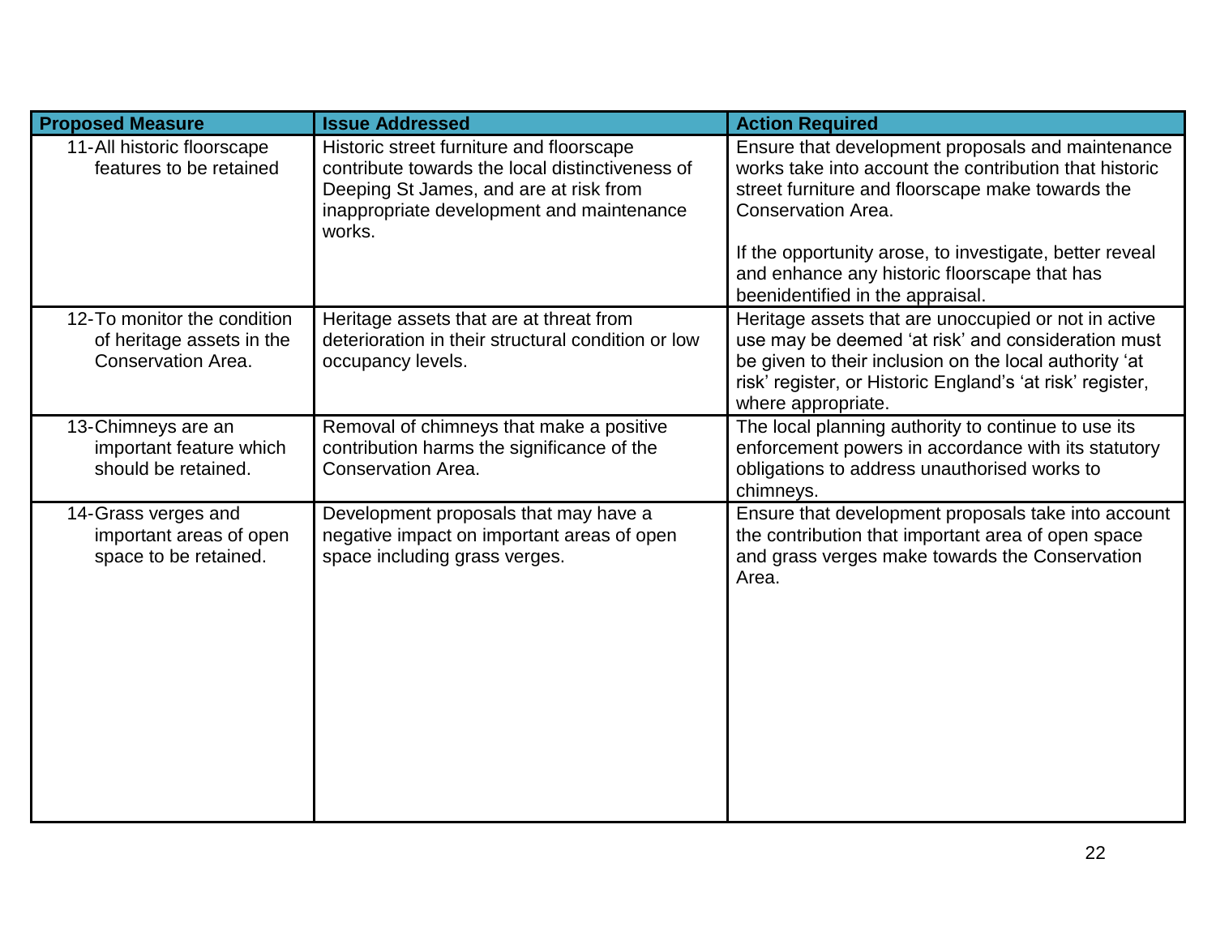| Proposed Measure | Issue Addressed | Action Required |
|---|---|---|
| 11-All historic floorscape features to be retained | Historic street furniture and floorscape contribute towards the local distinctiveness of Deeping St James, and are at risk from inappropriate development and maintenance works. | Ensure that development proposals and maintenance works take into account the contribution that historic street furniture and floorscape make towards the Conservation Area.<br><br>If the opportunity arose, to investigate, better reveal and enhance any historic floorscape that has beenidentified in the appraisal. |
| 12-To monitor the condition of heritage assets in the Conservation Area. | Heritage assets that are at threat from deterioration in their structural condition or low occupancy levels. | Heritage assets that are unoccupied or not in active use may be deemed 'at risk' and consideration must be given to their inclusion on the local authority 'at risk' register, or Historic England's 'at risk' register, where appropriate. |
| 13-Chimneys are an important feature which should be retained. | Removal of chimneys that make a positive contribution harms the significance of the Conservation Area. | The local planning authority to continue to use its enforcement powers in accordance with its statutory obligations to address unauthorised works to chimneys. |
| 14-Grass verges and important areas of open space to be retained. | Development proposals that may have a negative impact on important areas of open space including grass verges. | Ensure that development proposals take into account the contribution that important area of open space and grass verges make towards the Conservation Area. |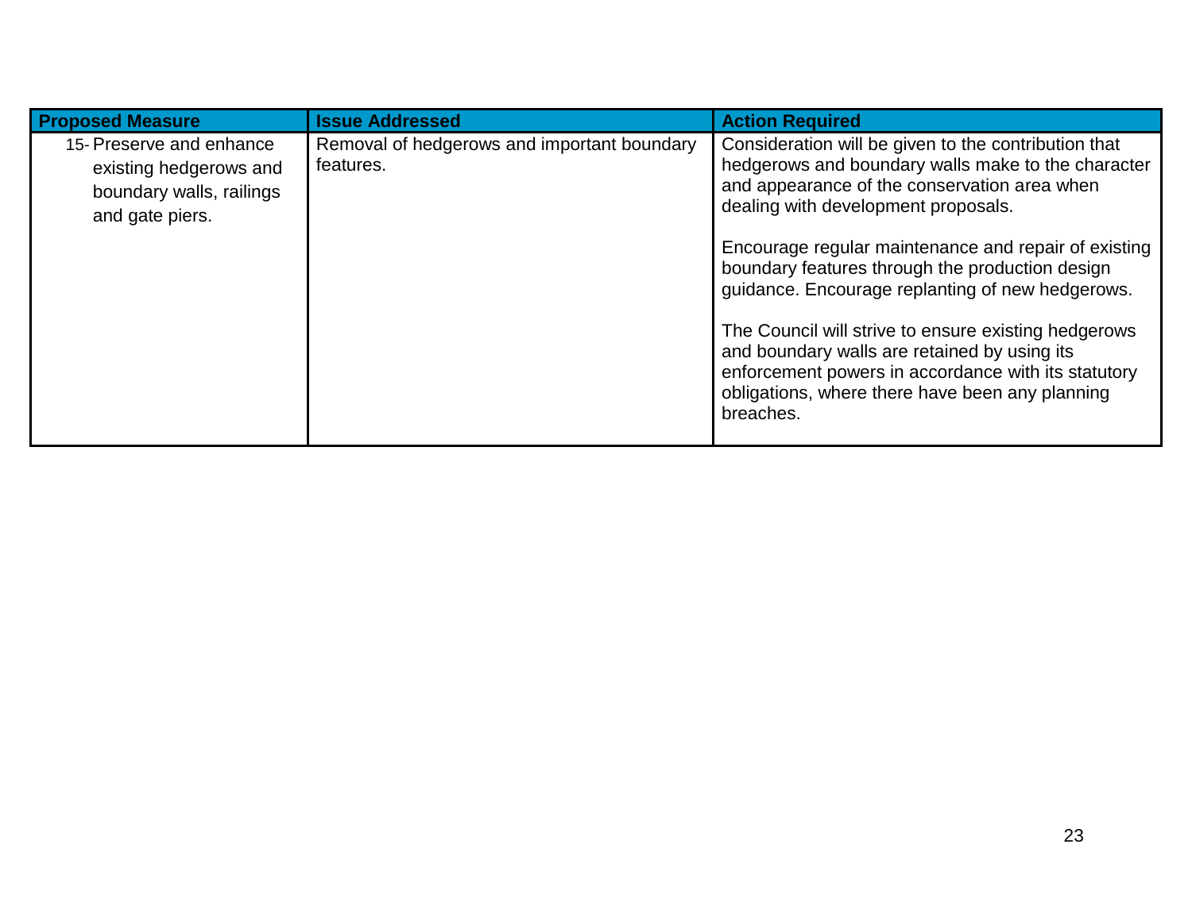| Proposed Measure | Issue Addressed | Action Required |
|---|---|---|
| 15- Preserve and enhance existing hedgerows and boundary walls, railings and gate piers. | Removal of hedgerows and important boundary features. | Consideration will be given to the contribution that hedgerows and boundary walls make to the character and appearance of the conservation area when dealing with development proposals.<br><br>Encourage regular maintenance and repair of existing boundary features through the production design guidance. Encourage replanting of new hedgerows.<br><br>The Council will strive to ensure existing hedgerows and boundary walls are retained by using its enforcement powers in accordance with its statutory obligations, where there have been any planning breaches. |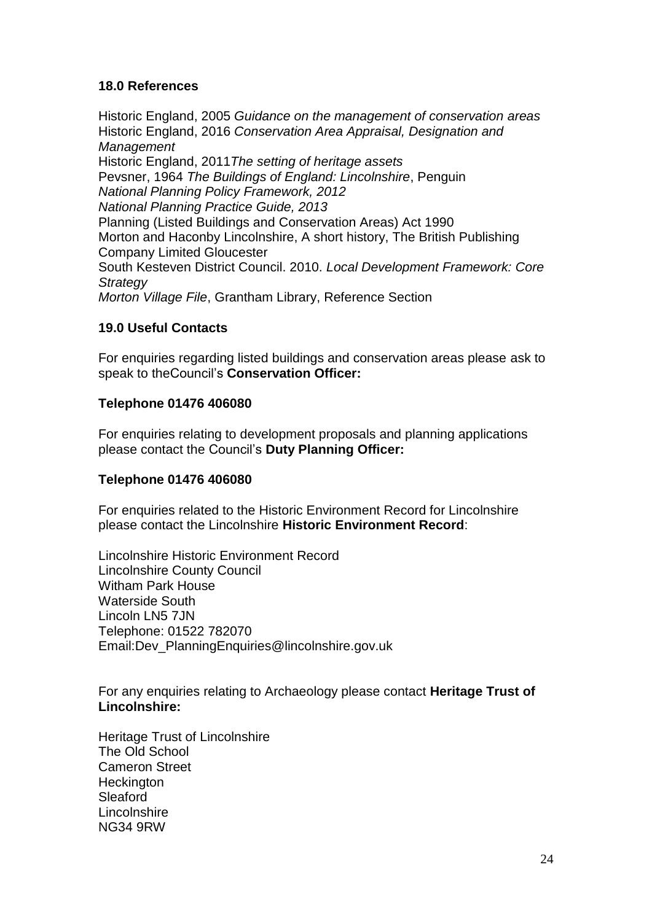## 18.0 References

Historic England, 2005 *Guidance on the management of conservation areas*
Historic England, 2016 *Conservation Area Appraisal, Designation and Management*
Historic England, 2011*The setting of heritage assets*
Pevsner, 1964 *The Buildings of England: Lincolnshire*, Penguin
*National Planning Policy Framework, 2012*
*National Planning Practice Guide, 2013*
Planning (Listed Buildings and Conservation Areas) Act 1990
Morton and Haconby Lincolnshire, A short history, The British Publishing Company Limited Gloucester
South Kesteven District Council. 2010. *Local Development Framework: Core Strategy*
*Morton Village File*, Grantham Library, Reference Section

## 19.0 Useful Contacts

For enquiries regarding listed buildings and conservation areas please ask to speak to theCouncil's **Conservation Officer:**

**Telephone 01476 406080**

For enquiries relating to development proposals and planning applications please contact the Council's **Duty Planning Officer:**

**Telephone 01476 406080**

For enquiries related to the Historic Environment Record for Lincolnshire please contact the Lincolnshire **Historic Environment Record**:

Lincolnshire Historic Environment Record
Lincolnshire County Council
Witham Park House
Waterside South
Lincoln LN5 7JN
Telephone: 01522 782070
Email:Dev_PlanningEnquiries@lincolnshire.gov.uk

For any enquiries relating to Archaeology please contact **Heritage Trust of Lincolnshire:**

Heritage Trust of Lincolnshire
The Old School
Cameron Street
Heckington
Sleaford
Lincolnshire
NG34 9RW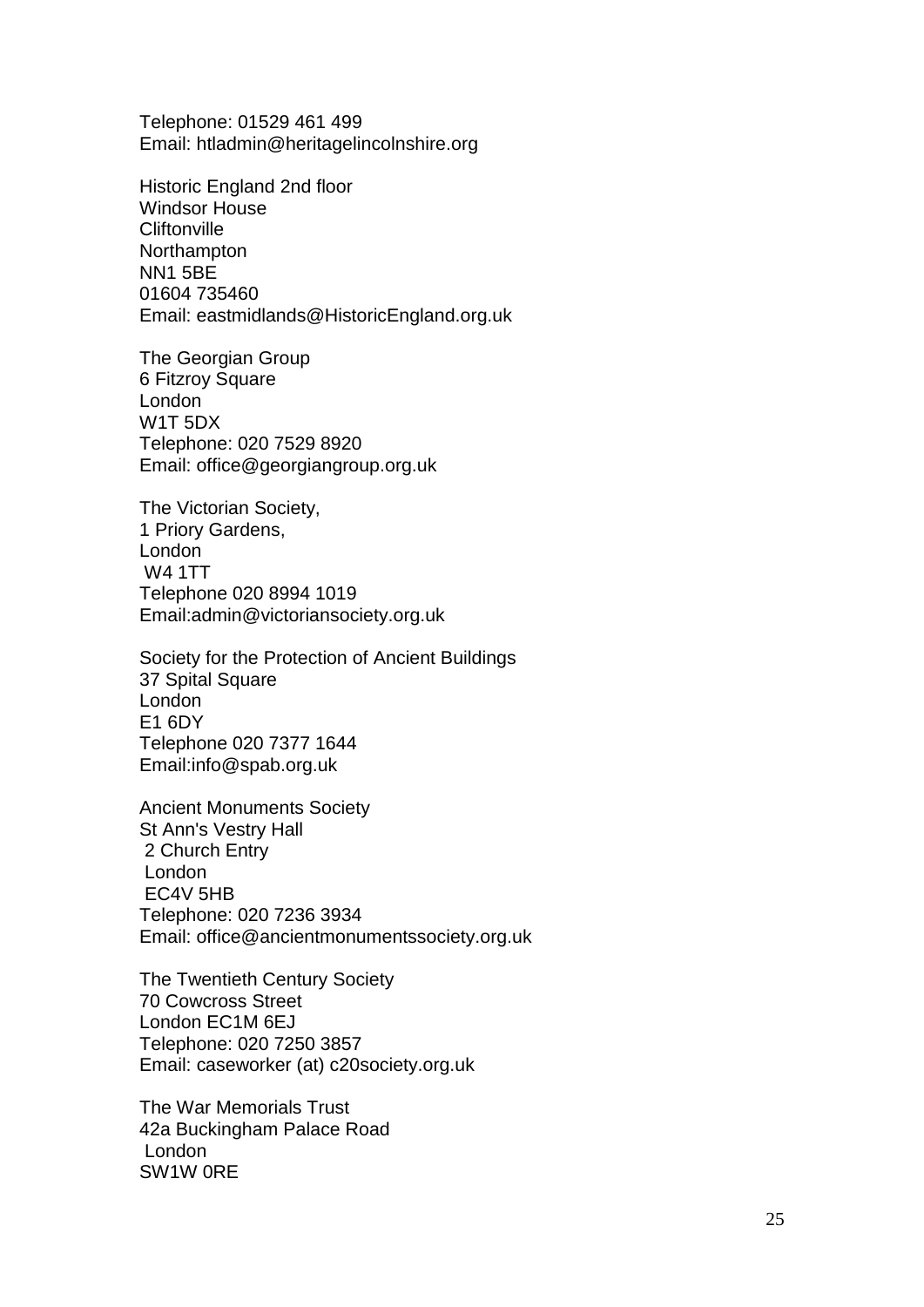Telephone: 01529 461 499
Email: htladmin@heritagelincolnshire.org

Historic England 2nd floor
Windsor House
Cliftonville
Northampton
NN1 5BE
01604 735460
Email: eastmidlands@HistoricEngland.org.uk

The Georgian Group
6 Fitzroy Square
London
W1T 5DX
Telephone: 020 7529 8920
Email: office@georgiangroup.org.uk

The Victorian Society,
1 Priory Gardens,
London
W4 1TT
Telephone 020 8994 1019
Email:admin@victoriansociety.org.uk

Society for the Protection of Ancient Buildings
37 Spital Square
London
E1 6DY
Telephone 020 7377 1644
Email:info@spab.org.uk

Ancient Monuments Society
St Ann's Vestry Hall
2 Church Entry
London
EC4V 5HB
Telephone: 020 7236 3934
Email: office@ancientmonumentssociety.org.uk

The Twentieth Century Society
70 Cowcross Street
London EC1M 6EJ
Telephone: 020 7250 3857
Email: caseworker (at) c20society.org.uk

The War Memorials Trust
42a Buckingham Palace Road
London
SW1W 0RE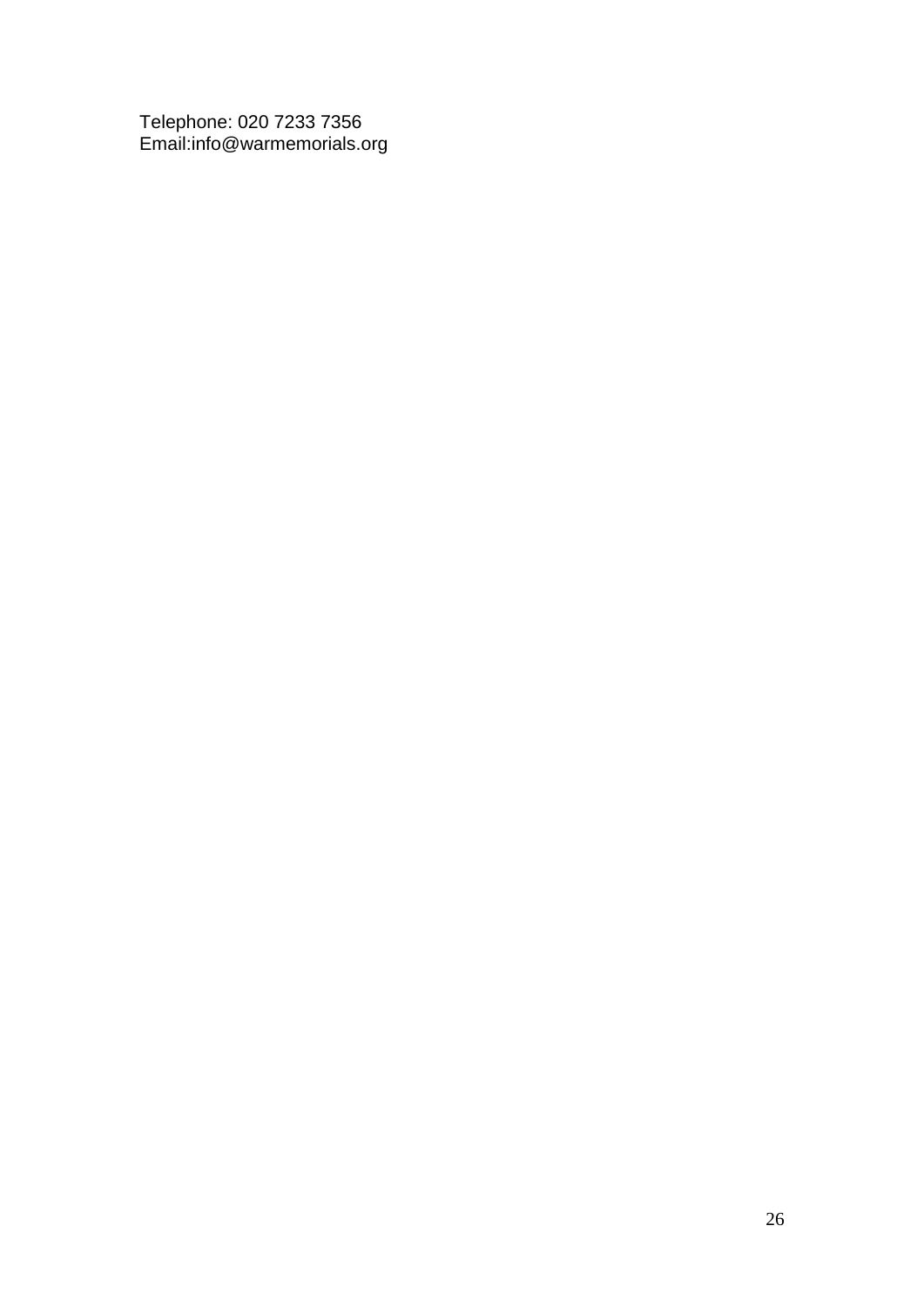Telephone: 020 7233 7356
Email:info@warmemorials.org